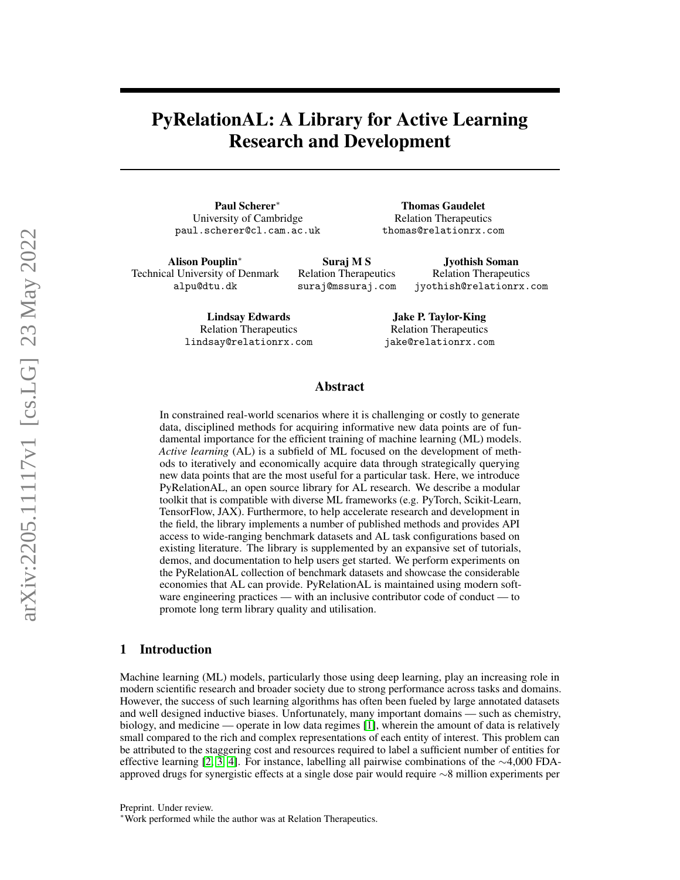# PyRelationAL: A Library for Active Learning Research and Development

**Paul Scherer**[*]
University of Cambridge
paul.scherer@cl.cam.ac.uk

**Thomas Gaudelet**
Relation Therapeutics
thomas@relationrx.com

**Alison Pouplin**[*]
Technical University of Denmark
alpu@dtu.dk

**Suraj M S**
Relation Therapeutics
suraj@mssuraj.com

**Jyothish Soman**
Relation Therapeutics
jyothish@relationrx.com

**Lindsay Edwards**
Relation Therapeutics
lindsay@relationrx.com

**Jake P. Taylor-King**
Relation Therapeutics
jake@relationrx.com

## Abstract

In constrained real-world scenarios where it is challenging or costly to generate data, disciplined methods for acquiring informative new data points are of fundamental importance for the efficient training of machine learning (ML) models. *Active learning* (AL) is a subfield of ML focused on the development of methods to iteratively and economically acquire data through strategically querying new data points that are the most useful for a particular task. Here, we introduce PyRelationAL, an open source library for AL research. We describe a modular toolkit that is compatible with diverse ML frameworks (e.g. PyTorch, Scikit-Learn, TensorFlow, JAX). Furthermore, to help accelerate research and development in the field, the library implements a number of published methods and provides API access to wide-ranging benchmark datasets and AL task configurations based on existing literature. The library is supplemented by an expansive set of tutorials, demos, and documentation to help users get started. We perform experiments on the PyRelationAL collection of benchmark datasets and showcase the considerable economies that AL can provide. PyRelationAL is maintained using modern software engineering practices — with an inclusive contributor code of conduct — to promote long term library quality and utilisation.

## 1 Introduction

Machine learning (ML) models, particularly those using deep learning, play an increasing role in modern scientific research and broader society due to strong performance across tasks and domains. However, the success of such learning algorithms has often been fueled by large annotated datasets and well designed inductive biases. Unfortunately, many important domains — such as chemistry, biology, and medicine — operate in low data regimes [1], wherein the amount of data is relatively small compared to the rich and complex representations of each entity of interest. This problem can be attributed to the staggering cost and resources required to label a sufficient number of entities for effective learning [2, 3, 4]. For instance, labelling all pairwise combinations of the $\sim$4,000 FDA-approved drugs for synergistic effects at a single dose pair would require $\sim$8 million experiments per

Preprint. Under review.

[*]Work performed while the author was at Relation Therapeutics.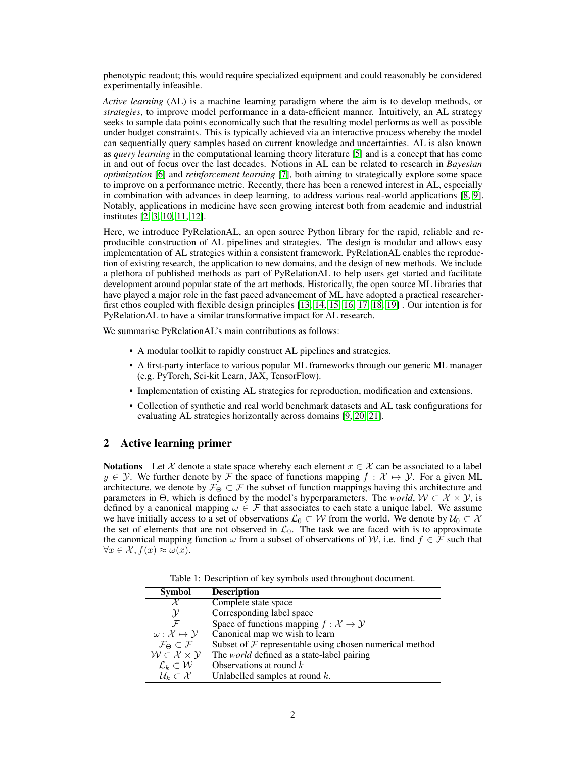phenotypic readout; this would require specialized equipment and could reasonably be considered experimentally infeasible.

*Active learning* (AL) is a machine learning paradigm where the aim is to develop methods, or *strategies*, to improve model performance in a data-efficient manner. Intuitively, an AL strategy seeks to sample data points economically such that the resulting model performs as well as possible under budget constraints. This is typically achieved via an interactive process whereby the model can sequentially query samples based on current knowledge and uncertainties. AL is also known as *query learning* in the computational learning theory literature [5] and is a concept that has come in and out of focus over the last decades. Notions in AL can be related to research in *Bayesian optimization* [6] and *reinforcement learning* [7], both aiming to strategically explore some space to improve on a performance metric. Recently, there has been a renewed interest in AL, especially in combination with advances in deep learning, to address various real-world applications [8, 9]. Notably, applications in medicine have seen growing interest both from academic and industrial institutes [2, 3, 10, 11, 12].

Here, we introduce PyRelationAL, an open source Python library for the rapid, reliable and reproducible construction of AL pipelines and strategies. The design is modular and allows easy implementation of AL strategies within a consistent framework. PyRelationAL enables the reproduction of existing research, the application to new domains, and the design of new methods. We include a plethora of published methods as part of PyRelationAL to help users get started and facilitate development around popular state of the art methods. Historically, the open source ML libraries that have played a major role in the fast paced advancement of ML have adopted a practical researcher-first ethos coupled with flexible design principles [13, 14, 15, 16, 17, 18, 19] . Our intention is for PyRelationAL to have a similar transformative impact for AL research.

We summarise PyRelationAL's main contributions as follows:

- A modular toolkit to rapidly construct AL pipelines and strategies.
- A first-party interface to various popular ML frameworks through our generic ML manager (e.g. PyTorch, Sci-kit Learn, JAX, TensorFlow).
- Implementation of existing AL strategies for reproduction, modification and extensions.
- Collection of synthetic and real world benchmark datasets and AL task configurations for evaluating AL strategies horizontally across domains [9, 20, 21].

## 2 Active learning primer

**Notations** Let $\mathcal{X}$ denote a state space whereby each element $x \in \mathcal{X}$ can be associated to a label $y \in \mathcal{Y}$. We further denote by $\mathcal{F}$ the space of functions mapping $f : \mathcal{X} \mapsto \mathcal{Y}$. For a given ML architecture, we denote by $\mathcal{F}_\Theta \subset \mathcal{F}$ the subset of function mappings having this architecture and parameters in $\Theta$, which is defined by the model's hyperparameters. The *world*, $\mathcal{W} \subset \mathcal{X} \times \mathcal{Y}$, is defined by a canonical mapping $\omega \in \mathcal{F}$ that associates to each state a unique label. We assume we have initially access to a set of observations $\mathcal{L}_0 \subset \mathcal{W}$ from the world. We denote by $\mathcal{U}_0 \subset \mathcal{X}$ the set of elements that are not observed in $\mathcal{L}_0$. The task we are faced with is to approximate the canonical mapping function $\omega$ from a subset of observations of $\mathcal{W}$, i.e. find $f \in \mathcal{F}$ such that $\forall x \in \mathcal{X}, f(x) \approx \omega(x)$.

Table 1: Description of key symbols used throughout document.

| Symbol | Description |
|---|---|
| $\mathcal{X}$ | Complete state space |
| $\mathcal{Y}$ | Corresponding label space |
| $\mathcal{F}$ | Space of functions mapping $f : \mathcal{X} \rightarrow \mathcal{Y}$ |
| $\omega : \mathcal{X} \mapsto \mathcal{Y}$ | Canonical map we wish to learn |
| $\mathcal{F}_\Theta \subset \mathcal{F}$ | Subset of $\mathcal{F}$ representable using chosen numerical method |
| $\mathcal{W} \subset \mathcal{X} \times \mathcal{Y}$ | The *world* defined as a state-label pairing |
| $\mathcal{L}_k \subset \mathcal{W}$ | Observations at round $k$ |
| $\mathcal{U}_k \subset \mathcal{X}$ | Unlabelled samples at round $k$. |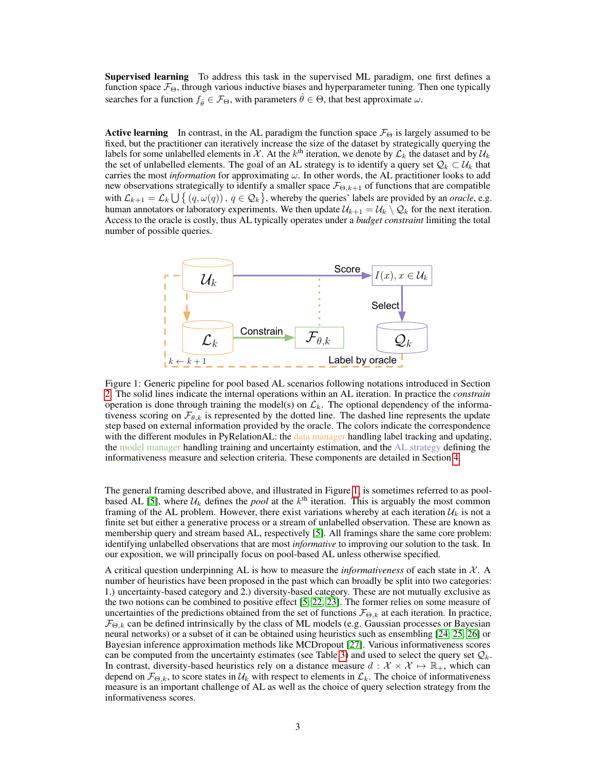**Supervised learning** To address this task in the supervised ML paradigm, one first defines a function space $\mathcal{F}_\Theta$, through various inductive biases and hyperparameter tuning. Then one typically searches for a function $f_{\hat{\theta}} \in \mathcal{F}_\Theta$, with parameters $\hat{\theta} \in \Theta$, that best approximate $\omega$.

**Active learning** In contrast, in the AL paradigm the function space $\mathcal{F}_\Theta$ is largely assumed to be fixed, but the practitioner can iteratively increase the size of the dataset by strategically querying the labels for some unlabelled elements in $\mathcal{X}$. At the $k^{\text{th}}$ iteration, we denote by $\mathcal{L}_k$ the dataset and by $\mathcal{U}_k$ the set of unlabelled elements. The goal of an AL strategy is to identify a query set $\mathcal{Q}_k \subset \mathcal{U}_k$ that carries the most *information* for approximating $\omega$. In other words, the AL practitioner looks to add new observations strategically to identify a smaller space $\mathcal{F}_{\Theta,k+1}$ of functions that are compatible with $\mathcal{L}_{k+1} = \mathcal{L}_k \bigcup \{ (q, \omega(q)), \, q \in \mathcal{Q}_k \}$, whereby the queries' labels are provided by an *oracle*, e.g. human annotators or laboratory experiments. We then update $\mathcal{U}_{k+1} = \mathcal{U}_k \setminus \mathcal{Q}_k$ for the next iteration. Access to the oracle is costly, thus AL typically operates under a *budget constraint* limiting the total number of possible queries.

Figure 1: Generic pipeline for pool based AL scenarios following notations introduced in Section 2. The solid lines indicate the internal operations within an AL iteration. In practice the *constrain* operation is done through training the model(s) on $\mathcal{L}_k$. The optional dependency of the informativeness scoring on $\mathcal{F}_{\theta,k}$ is represented by the dotted line. The dashed line represents the update step based on external information provided by the oracle. The colors indicate the correspondence with the different modules in PyRelationAL: the data manager handling label tracking and updating, the model manager handling training and uncertainty estimation, and the AL strategy defining the informativeness measure and selection criteria. These components are detailed in Section 4.

The general framing described above, and illustrated in Figure 1, is sometimes referred to as pool-based AL [5], where $\mathcal{U}_k$ defines the *pool* at the $k^{\text{th}}$ iteration. This is arguably the most common framing of the AL problem. However, there exist variations whereby at each iteration $\mathcal{U}_k$ is not a finite set but either a generative process or a stream of unlabelled observation. These are known as membership query and stream based AL, respectively [5]. All framings share the same core problem: identifying unlabelled observations that are most *informative* to improving our solution to the task. In our exposition, we will principally focus on pool-based AL unless otherwise specified.

A critical question underpinning AL is how to measure the *informativeness* of each state in $\mathcal{X}$. A number of heuristics have been proposed in the past which can broadly be split into two categories: 1.) uncertainty-based category and 2.) diversity-based category. These are not mutually exclusive as the two notions can be combined to positive effect [5, 22, 23]. The former relies on some measure of uncertainties of the predictions obtained from the set of functions $\mathcal{F}_{\Theta,k}$ at each iteration. In practice, $\mathcal{F}_{\Theta,k}$ can be defined intrinsically by the class of ML models (e.g. Gaussian processes or Bayesian neural networks) or a subset of it can be obtained using heuristics such as ensembling [24, 25, 26] or Bayesian inference approximation methods like MCDropout [27]. Various informativeness scores can be computed from the uncertainty estimates (see Table 3) and used to select the query set $\mathcal{Q}_k$. In contrast, diversity-based heuristics rely on a distance measure $d : \mathcal{X} \times \mathcal{X} \mapsto \mathbb{R}_+$, which can depend on $\mathcal{F}_{\Theta,k}$, to score states in $\mathcal{U}_k$ with respect to elements in $\mathcal{L}_k$. The choice of informativeness measure is an important challenge of AL as well as the choice of query selection strategy from the informativeness scores.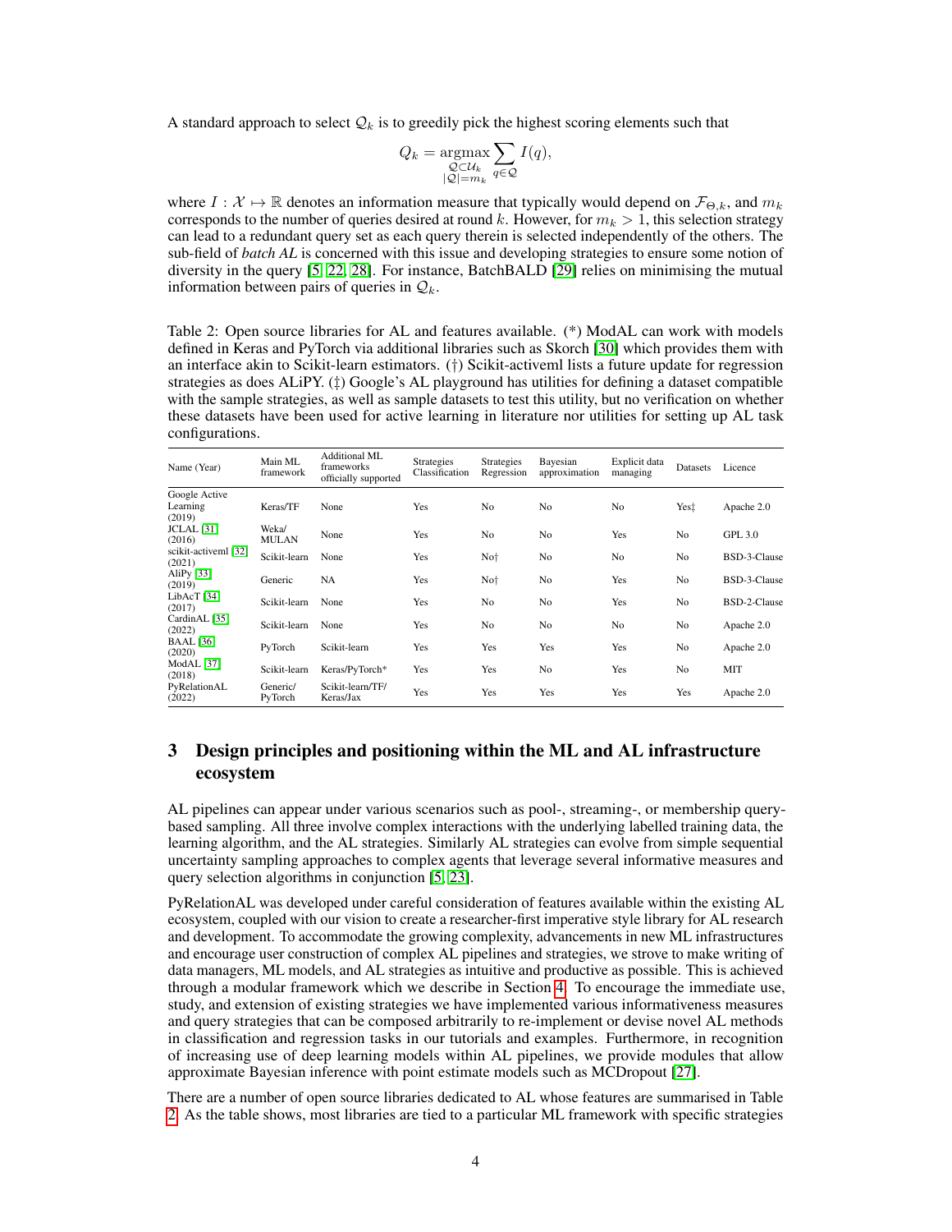A standard approach to select $\mathcal{Q}_k$ is to greedily pick the highest scoring elements such that

$$Q_k = \underset{\substack{\mathcal{Q} \subset \mathcal{U}_k \\ |\mathcal{Q}|=m_k}}{\operatorname{argmax}} \sum_{q \in \mathcal{Q}} I(q),$$

where $I : \mathcal{X} \mapsto \mathbb{R}$ denotes an information measure that typically would depend on $\mathcal{F}_{\Theta,k}$, and $m_k$ corresponds to the number of queries desired at round $k$. However, for $m_k > 1$, this selection strategy can lead to a redundant query set as each query therein is selected independently of the others. The sub-field of *batch AL* is concerned with this issue and developing strategies to ensure some notion of diversity in the query [5, 22, 28]. For instance, BatchBALD [29] relies on minimising the mutual information between pairs of queries in $\mathcal{Q}_k$.

Table 2: Open source libraries for AL and features available. (*) ModAL can work with models defined in Keras and PyTorch via additional libraries such as Skorch [30] which provides them with an interface akin to Scikit-learn estimators. (†) Scikit-activeml lists a future update for regression strategies as does ALiPY. (‡) Google's AL playground has utilities for defining a dataset compatible with the sample strategies, as well as sample datasets to test this utility, but no verification on whether these datasets have been used for active learning in literature nor utilities for setting up AL task configurations.

| Name (Year) | Main ML framework | Additional ML frameworks officially supported | Strategies Classification | Strategies Regression | Bayesian approximation | Explicit data managing | Datasets | Licence |
|---|---|---|---|---|---|---|---|---|
| Google Active Learning (2019) | Keras/TF | None | Yes | No | No | No | Yes‡ | Apache 2.0 |
| JCLAL [31] (2016) | Weka/ MULAN | None | Yes | No | No | Yes | No | GPL 3.0 |
| scikit-activeml [32] (2021) | Scikit-learn | None | Yes | No† | No | No | No | BSD-3-Clause |
| AliPy [33] (2019) | Generic | NA | Yes | No† | No | Yes | No | BSD-3-Clause |
| LibAcT [34] (2017) | Scikit-learn | None | Yes | No | No | Yes | No | BSD-2-Clause |
| CardinAL [35] (2022) | Scikit-learn | None | Yes | No | No | No | No | Apache 2.0 |
| BAAL [36] (2020) | PyTorch | Scikit-learn | Yes | Yes | Yes | Yes | No | Apache 2.0 |
| ModAL [37] (2018) | Scikit-learn | Keras/PyTorch* | Yes | Yes | No | Yes | No | MIT |
| PyRelationAL (2022) | Generic/ PyTorch | Scikit-learn/TF/ Keras/Jax | Yes | Yes | Yes | Yes | Yes | Apache 2.0 |

## 3 Design principles and positioning within the ML and AL infrastructure ecosystem

AL pipelines can appear under various scenarios such as pool-, streaming-, or membership query-based sampling. All three involve complex interactions with the underlying labelled training data, the learning algorithm, and the AL strategies. Similarly AL strategies can evolve from simple sequential uncertainty sampling approaches to complex agents that leverage several informative measures and query selection algorithms in conjunction [5, 23].

PyRelationAL was developed under careful consideration of features available within the existing AL ecosystem, coupled with our vision to create a researcher-first imperative style library for AL research and development. To accommodate the growing complexity, advancements in new ML infrastructures and encourage user construction of complex AL pipelines and strategies, we strove to make writing of data managers, ML models, and AL strategies as intuitive and productive as possible. This is achieved through a modular framework which we describe in Section 4. To encourage the immediate use, study, and extension of existing strategies we have implemented various informativeness measures and query strategies that can be composed arbitrarily to re-implement or devise novel AL methods in classification and regression tasks in our tutorials and examples. Furthermore, in recognition of increasing use of deep learning models within AL pipelines, we provide modules that allow approximate Bayesian inference with point estimate models such as MCDropout [27].

There are a number of open source libraries dedicated to AL whose features are summarised in Table 2. As the table shows, most libraries are tied to a particular ML framework with specific strategies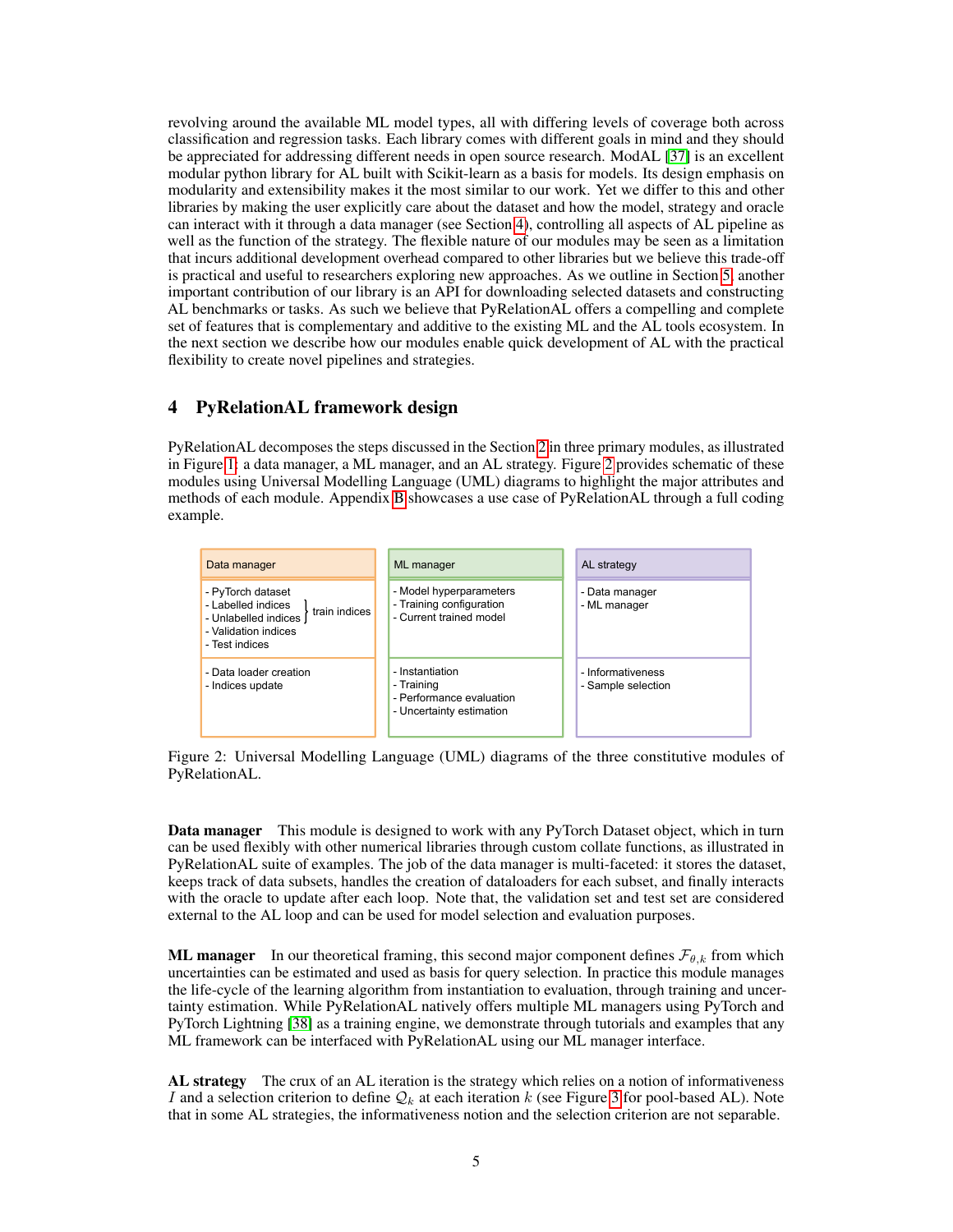revolving around the available ML model types, all with differing levels of coverage both across classification and regression tasks. Each library comes with different goals in mind and they should be appreciated for addressing different needs in open source research. ModAL [37] is an excellent modular python library for AL built with Scikit-learn as a basis for models. Its design emphasis on modularity and extensibility makes it the most similar to our work. Yet we differ to this and other libraries by making the user explicitly care about the dataset and how the model, strategy and oracle can interact with it through a data manager (see Section 4), controlling all aspects of AL pipeline as well as the function of the strategy. The flexible nature of our modules may be seen as a limitation that incurs additional development overhead compared to other libraries but we believe this trade-off is practical and useful to researchers exploring new approaches. As we outline in Section 5, another important contribution of our library is an API for downloading selected datasets and constructing AL benchmarks or tasks. As such we believe that PyRelationAL offers a compelling and complete set of features that is complementary and additive to the existing ML and the AL tools ecosystem. In the next section we describe how our modules enable quick development of AL with the practical flexibility to create novel pipelines and strategies.

## 4 PyRelationAL framework design

PyRelationAL decomposes the steps discussed in the Section 2 in three primary modules, as illustrated in Figure 1: a data manager, a ML manager, and an AL strategy. Figure 2 provides schematic of these modules using Universal Modelling Language (UML) diagrams to highlight the major attributes and methods of each module. Appendix B showcases a use case of PyRelationAL through a full coding example.

| Data manager | ML manager | AL strategy |
|---|---|---|
| - PyTorch dataset<br>- Labelled indices } train indices<br>- Unlabelled indices } train indices<br>- Validation indices<br>- Test indices | - Model hyperparameters<br>- Training configuration<br>- Current trained model | - Data manager<br>- ML manager |
| - Data loader creation<br>- Indices update | - Instantiation<br>- Training<br>- Performance evaluation<br>- Uncertainty estimation | - Informativeness<br>- Sample selection |

Figure 2: Universal Modelling Language (UML) diagrams of the three constitutive modules of PyRelationAL.

**Data manager** This module is designed to work with any PyTorch Dataset object, which in turn can be used flexibly with other numerical libraries through custom collate functions, as illustrated in PyRelationAL suite of examples. The job of the data manager is multi-faceted: it stores the dataset, keeps track of data subsets, handles the creation of dataloaders for each subset, and finally interacts with the oracle to update after each loop. Note that, the validation set and test set are considered external to the AL loop and can be used for model selection and evaluation purposes.

**ML manager** In our theoretical framing, this second major component defines $\mathcal{F}_{\theta,k}$ from which uncertainties can be estimated and used as basis for query selection. In practice this module manages the life-cycle of the learning algorithm from instantiation to evaluation, through training and uncertainty estimation. While PyRelationAL natively offers multiple ML managers using PyTorch and PyTorch Lightning [38] as a training engine, we demonstrate through tutorials and examples that any ML framework can be interfaced with PyRelationAL using our ML manager interface.

**AL strategy** The crux of an AL iteration is the strategy which relies on a notion of informativeness $I$ and a selection criterion to define $\mathcal{Q}_k$ at each iteration $k$ (see Figure 3 for pool-based AL). Note that in some AL strategies, the informativeness notion and the selection criterion are not separable.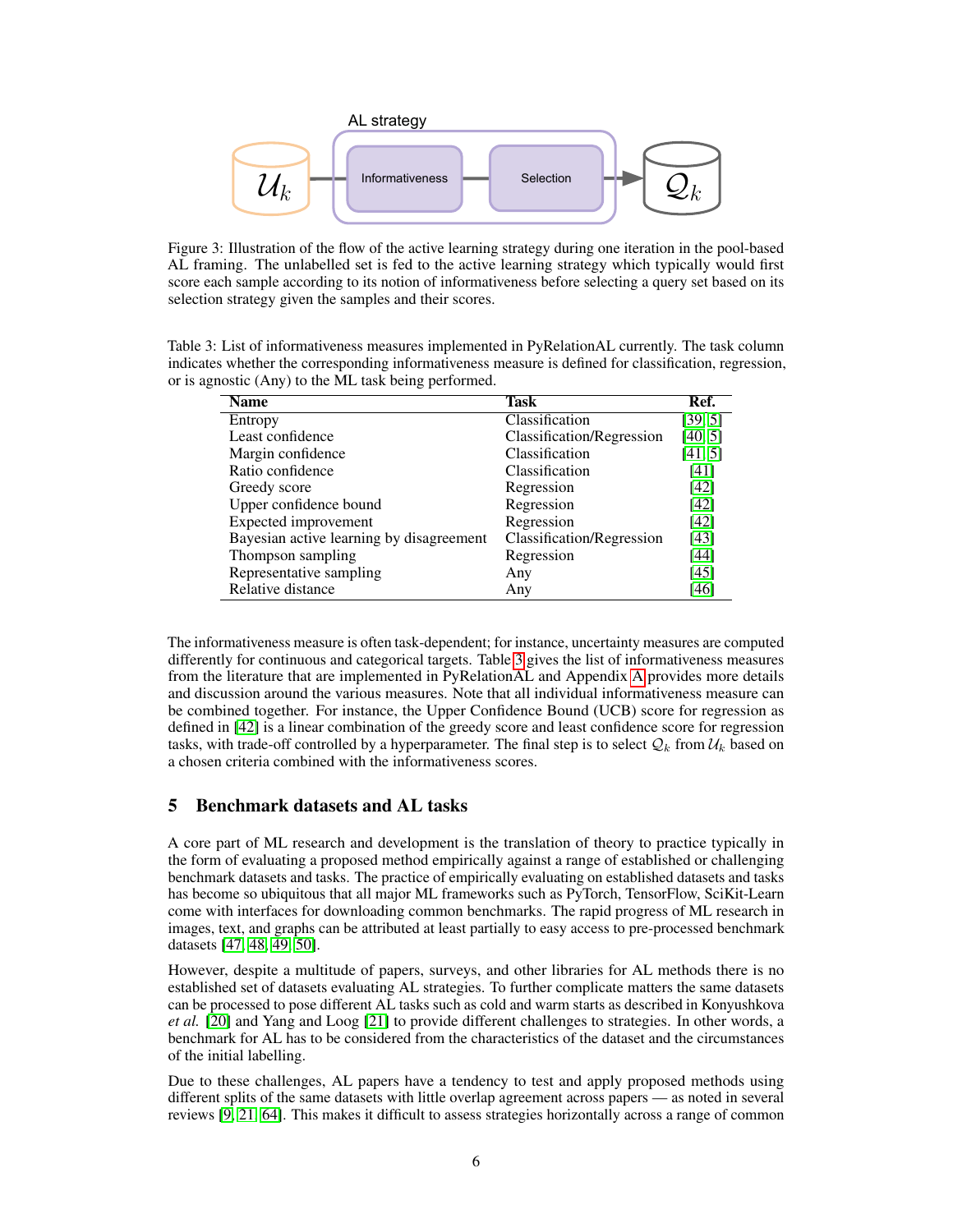Figure 3: Illustration of the flow of the active learning strategy during one iteration in the pool-based AL framing. The unlabelled set is fed to the active learning strategy which typically would first score each sample according to its notion of informativeness before selecting a query set based on its selection strategy given the samples and their scores.

Table 3: List of informativeness measures implemented in PyRelationAL currently. The task column indicates whether the corresponding informativeness measure is defined for classification, regression, or is agnostic (Any) to the ML task being performed.

| Name | Task | Ref. |
|---|---|---|
| Entropy | Classification | [39, 5] |
| Least confidence | Classification/Regression | [40, 5] |
| Margin confidence | Classification | [41, 5] |
| Ratio confidence | Classification | [41] |
| Greedy score | Regression | [42] |
| Upper confidence bound | Regression | [42] |
| Expected improvement | Regression | [42] |
| Bayesian active learning by disagreement | Classification/Regression | [43] |
| Thompson sampling | Regression | [44] |
| Representative sampling | Any | [45] |
| Relative distance | Any | [46] |

The informativeness measure is often task-dependent; for instance, uncertainty measures are computed differently for continuous and categorical targets. Table 3 gives the list of informativeness measures from the literature that are implemented in PyRelationAL and Appendix A provides more details and discussion around the various measures. Note that all individual informativeness measure can be combined together. For instance, the Upper Confidence Bound (UCB) score for regression as defined in [42] is a linear combination of the greedy score and least confidence score for regression tasks, with trade-off controlled by a hyperparameter. The final step is to select $\mathcal{Q}_k$ from $\mathcal{U}_k$ based on a chosen criteria combined with the informativeness scores.

## 5 Benchmark datasets and AL tasks

A core part of ML research and development is the translation of theory to practice typically in the form of evaluating a proposed method empirically against a range of established or challenging benchmark datasets and tasks. The practice of empirically evaluating on established datasets and tasks has become so ubiquitous that all major ML frameworks such as PyTorch, TensorFlow, SciKit-Learn come with interfaces for downloading common benchmarks. The rapid progress of ML research in images, text, and graphs can be attributed at least partially to easy access to pre-processed benchmark datasets [47, 48, 49, 50].

However, despite a multitude of papers, surveys, and other libraries for AL methods there is no established set of datasets evaluating AL strategies. To further complicate matters the same datasets can be processed to pose different AL tasks such as cold and warm starts as described in Konyushkova *et al.* [20] and Yang and Loog [21] to provide different challenges to strategies. In other words, a benchmark for AL has to be considered from the characteristics of the dataset and the circumstances of the initial labelling.

Due to these challenges, AL papers have a tendency to test and apply proposed methods using different splits of the same datasets with little overlap agreement across papers — as noted in several reviews [9, 21, 64]. This makes it difficult to assess strategies horizontally across a range of common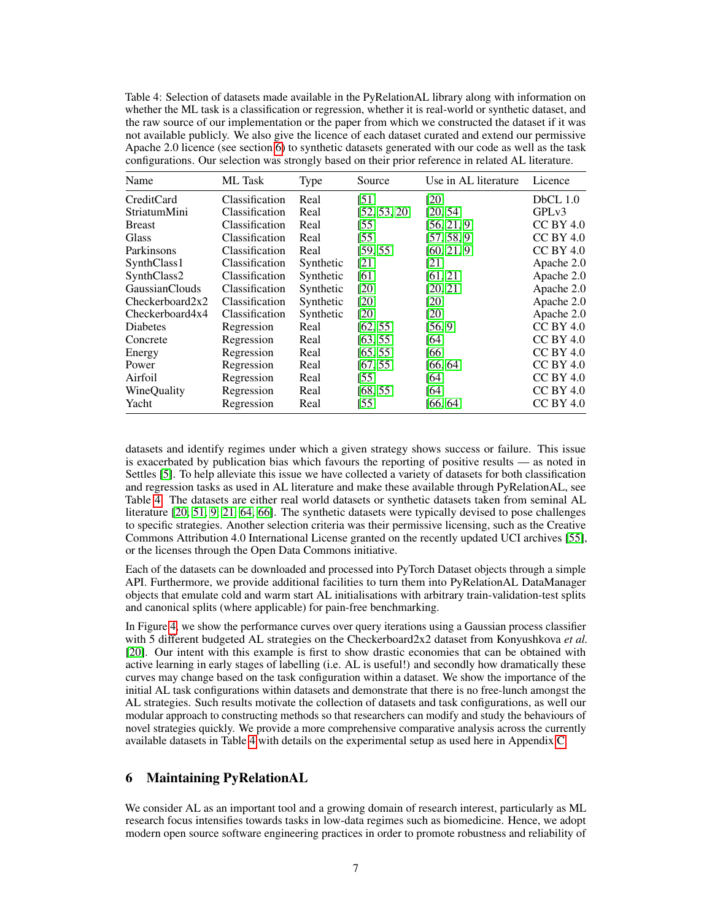Table 4: Selection of datasets made available in the PyRelationAL library along with information on whether the ML task is a classification or regression, whether it is real-world or synthetic dataset, and the raw source of our implementation or the paper from which we constructed the dataset if it was not available publicly. We also give the licence of each dataset curated and extend our permissive Apache 2.0 licence (see section 6) to synthetic datasets generated with our code as well as the task configurations. Our selection was strongly based on their prior reference in related AL literature.

| Name | ML Task | Type | Source | Use in AL literature | Licence |
|---|---|---|---|---|---|
| CreditCard | Classification | Real | [51] | [20] | DbCL 1.0 |
| StriatumMini | Classification | Real | [52, 53, 20] | [20, 54] | GPLv3 |
| Breast | Classification | Real | [55] | [56, 21, 9] | CC BY 4.0 |
| Glass | Classification | Real | [55] | [57, 58, 9] | CC BY 4.0 |
| Parkinsons | Classification | Real | [59, 55] | [60, 21, 9] | CC BY 4.0 |
| SynthClass1 | Classification | Synthetic | [21] | [21] | Apache 2.0 |
| SynthClass2 | Classification | Synthetic | [61] | [61, 21] | Apache 2.0 |
| GaussianClouds | Classification | Synthetic | [20] | [20, 21] | Apache 2.0 |
| Checkerboard2x2 | Classification | Synthetic | [20] | [20] | Apache 2.0 |
| Checkerboard4x4 | Classification | Synthetic | [20] | [20] | Apache 2.0 |
| Diabetes | Regression | Real | [62, 55] | [56, 9] | CC BY 4.0 |
| Concrete | Regression | Real | [63, 55] | [64] | CC BY 4.0 |
| Energy | Regression | Real | [65, 55] | [66] | CC BY 4.0 |
| Power | Regression | Real | [67, 55] | [66, 64] | CC BY 4.0 |
| Airfoil | Regression | Real | [55] | [64] | CC BY 4.0 |
| WineQuality | Regression | Real | [68, 55] | [64] | CC BY 4.0 |
| Yacht | Regression | Real | [55] | [66, 64] | CC BY 4.0 |

datasets and identify regimes under which a given strategy shows success or failure. This issue is exacerbated by publication bias which favours the reporting of positive results — as noted in Settles [5]. To help alleviate this issue we have collected a variety of datasets for both classification and regression tasks as used in AL literature and make these available through PyRelationAL, see Table 4. The datasets are either real world datasets or synthetic datasets taken from seminal AL literature [20, 51, 9, 21, 64, 66]. The synthetic datasets were typically devised to pose challenges to specific strategies. Another selection criteria was their permissive licensing, such as the Creative Commons Attribution 4.0 International License granted on the recently updated UCI archives [55], or the licenses through the Open Data Commons initiative.

Each of the datasets can be downloaded and processed into PyTorch Dataset objects through a simple API. Furthermore, we provide additional facilities to turn them into PyRelationAL DataManager objects that emulate cold and warm start AL initialisations with arbitrary train-validation-test splits and canonical splits (where applicable) for pain-free benchmarking.

In Figure 4, we show the performance curves over query iterations using a Gaussian process classifier with 5 different budgeted AL strategies on the Checkerboard2x2 dataset from Konyushkova *et al.* [20]. Our intent with this example is first to show drastic economies that can be obtained with active learning in early stages of labelling (i.e. AL is useful!) and secondly how dramatically these curves may change based on the task configuration within a dataset. We show the importance of the initial AL task configurations within datasets and demonstrate that there is no free-lunch amongst the AL strategies. Such results motivate the collection of datasets and task configurations, as well our modular approach to constructing methods so that researchers can modify and study the behaviours of novel strategies quickly. We provide a more comprehensive comparative analysis across the currently available datasets in Table 4 with details on the experimental setup as used here in Appendix C.

## 6 Maintaining PyRelationAL

We consider AL as an important tool and a growing domain of research interest, particularly as ML research focus intensifies towards tasks in low-data regimes such as biomedicine. Hence, we adopt modern open source software engineering practices in order to promote robustness and reliability of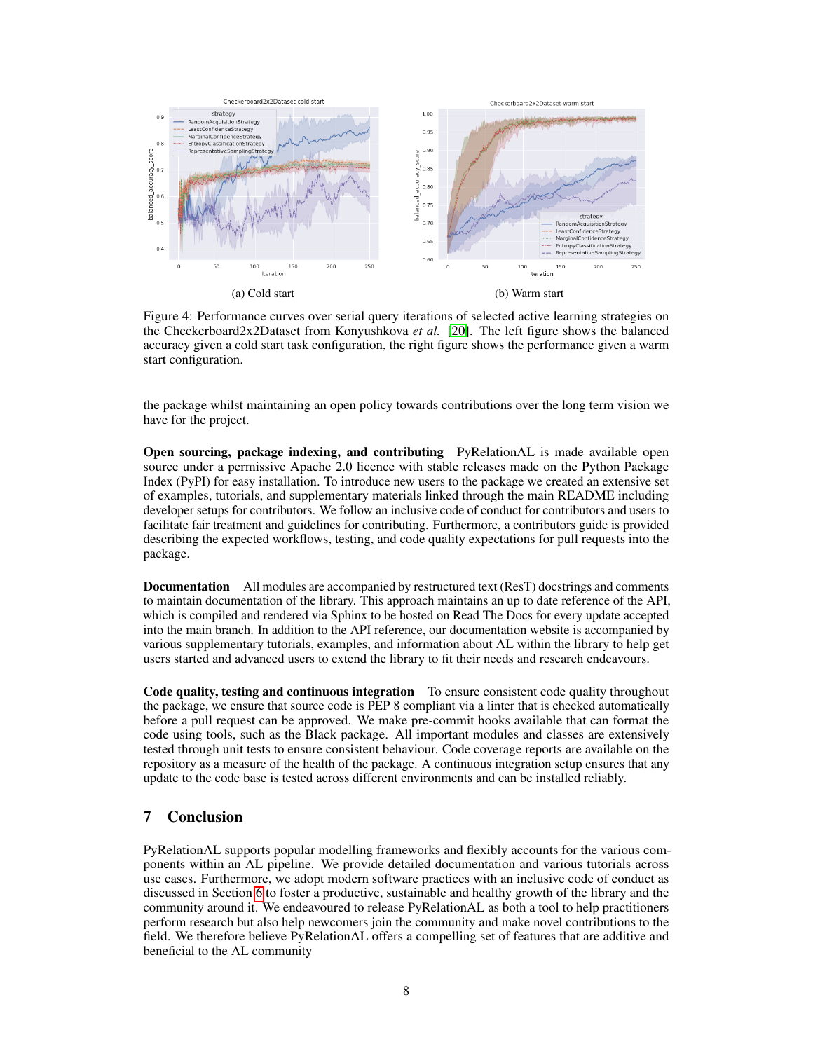(a) Cold start

(b) Warm start

Figure 4: Performance curves over serial query iterations of selected active learning strategies on the Checkerboard2x2Dataset from Konyushkova *et al.* [20]. The left figure shows the balanced accuracy given a cold start task configuration, the right figure shows the performance given a warm start configuration.

the package whilst maintaining an open policy towards contributions over the long term vision we have for the project.

**Open sourcing, package indexing, and contributing** PyRelationAL is made available open source under a permissive Apache 2.0 licence with stable releases made on the Python Package Index (PyPI) for easy installation. To introduce new users to the package we created an extensive set of examples, tutorials, and supplementary materials linked through the main README including developer setups for contributors. We follow an inclusive code of conduct for contributors and users to facilitate fair treatment and guidelines for contributing. Furthermore, a contributors guide is provided describing the expected workflows, testing, and code quality expectations for pull requests into the package.

**Documentation** All modules are accompanied by restructured text (ResT) docstrings and comments to maintain documentation of the library. This approach maintains an up to date reference of the API, which is compiled and rendered via Sphinx to be hosted on Read The Docs for every update accepted into the main branch. In addition to the API reference, our documentation website is accompanied by various supplementary tutorials, examples, and information about AL within the library to help get users started and advanced users to extend the library to fit their needs and research endeavours.

**Code quality, testing and continuous integration** To ensure consistent code quality throughout the package, we ensure that source code is PEP 8 compliant via a linter that is checked automatically before a pull request can be approved. We make pre-commit hooks available that can format the code using tools, such as the Black package. All important modules and classes are extensively tested through unit tests to ensure consistent behaviour. Code coverage reports are available on the repository as a measure of the health of the package. A continuous integration setup ensures that any update to the code base is tested across different environments and can be installed reliably.

## 7 Conclusion

PyRelationAL supports popular modelling frameworks and flexibly accounts for the various components within an AL pipeline. We provide detailed documentation and various tutorials across use cases. Furthermore, we adopt modern software practices with an inclusive code of conduct as discussed in Section 6 to foster a productive, sustainable and healthy growth of the library and the community around it. We endeavoured to release PyRelationAL as both a tool to help practitioners perform research but also help newcomers join the community and make novel contributions to the field. We therefore believe PyRelationAL offers a compelling set of features that are additive and beneficial to the AL community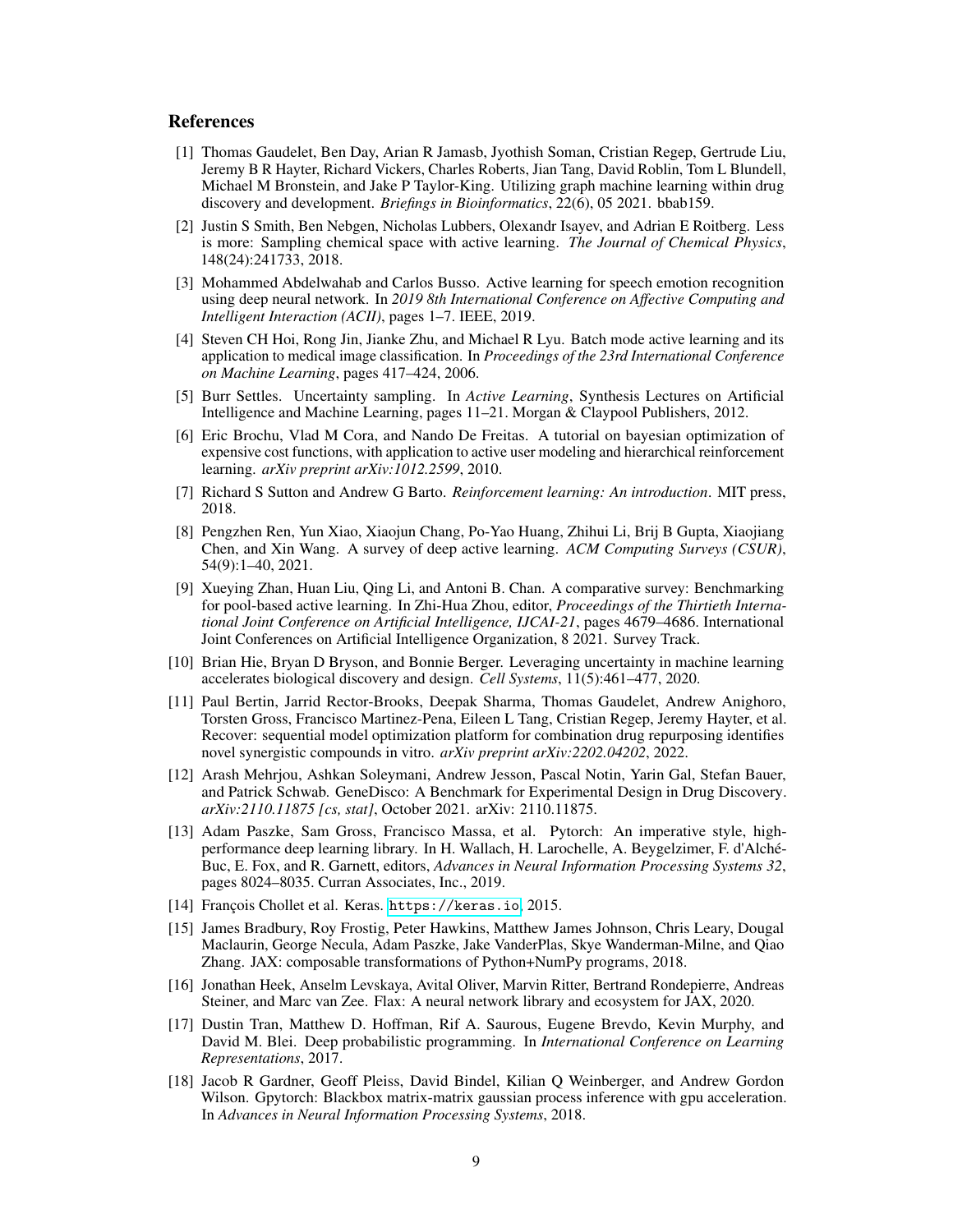## References

[1] Thomas Gaudelet, Ben Day, Arian R Jamasb, Jyothish Soman, Cristian Regep, Gertrude Liu, Jeremy B R Hayter, Richard Vickers, Charles Roberts, Jian Tang, David Roblin, Tom L Blundell, Michael M Bronstein, and Jake P Taylor-King. Utilizing graph machine learning within drug discovery and development. *Briefings in Bioinformatics*, 22(6), 05 2021. bbab159.

[2] Justin S Smith, Ben Nebgen, Nicholas Lubbers, Olexandr Isayev, and Adrian E Roitberg. Less is more: Sampling chemical space with active learning. *The Journal of Chemical Physics*, 148(24):241733, 2018.

[3] Mohammed Abdelwahab and Carlos Busso. Active learning for speech emotion recognition using deep neural network. In *2019 8th International Conference on Affective Computing and Intelligent Interaction (ACII)*, pages 1–7. IEEE, 2019.

[4] Steven CH Hoi, Rong Jin, Jianke Zhu, and Michael R Lyu. Batch mode active learning and its application to medical image classification. In *Proceedings of the 23rd International Conference on Machine Learning*, pages 417–424, 2006.

[5] Burr Settles. Uncertainty sampling. In *Active Learning*, Synthesis Lectures on Artificial Intelligence and Machine Learning, pages 11–21. Morgan & Claypool Publishers, 2012.

[6] Eric Brochu, Vlad M Cora, and Nando De Freitas. A tutorial on bayesian optimization of expensive cost functions, with application to active user modeling and hierarchical reinforcement learning. *arXiv preprint arXiv:1012.2599*, 2010.

[7] Richard S Sutton and Andrew G Barto. *Reinforcement learning: An introduction*. MIT press, 2018.

[8] Pengzhen Ren, Yun Xiao, Xiaojun Chang, Po-Yao Huang, Zhihui Li, Brij B Gupta, Xiaojiang Chen, and Xin Wang. A survey of deep active learning. *ACM Computing Surveys (CSUR)*, 54(9):1–40, 2021.

[9] Xueying Zhan, Huan Liu, Qing Li, and Antoni B. Chan. A comparative survey: Benchmarking for pool-based active learning. In Zhi-Hua Zhou, editor, *Proceedings of the Thirtieth International Joint Conference on Artificial Intelligence, IJCAI-21*, pages 4679–4686. International Joint Conferences on Artificial Intelligence Organization, 8 2021. Survey Track.

[10] Brian Hie, Bryan D Bryson, and Bonnie Berger. Leveraging uncertainty in machine learning accelerates biological discovery and design. *Cell Systems*, 11(5):461–477, 2020.

[11] Paul Bertin, Jarrid Rector-Brooks, Deepak Sharma, Thomas Gaudelet, Andrew Anighoro, Torsten Gross, Francisco Martinez-Pena, Eileen L Tang, Cristian Regep, Jeremy Hayter, et al. Recover: sequential model optimization platform for combination drug repurposing identifies novel synergistic compounds in vitro. *arXiv preprint arXiv:2202.04202*, 2022.

[12] Arash Mehrjou, Ashkan Soleymani, Andrew Jesson, Pascal Notin, Yarin Gal, Stefan Bauer, and Patrick Schwab. GeneDisco: A Benchmark for Experimental Design in Drug Discovery. *arXiv:2110.11875 [cs, stat]*, October 2021. arXiv: 2110.11875.

[13] Adam Paszke, Sam Gross, Francisco Massa, et al. Pytorch: An imperative style, high-performance deep learning library. In H. Wallach, H. Larochelle, A. Beygelzimer, F. d'Alché-Buc, E. Fox, and R. Garnett, editors, *Advances in Neural Information Processing Systems 32*, pages 8024–8035. Curran Associates, Inc., 2019.

[14] François Chollet et al. Keras. `https://keras.io`, 2015.

[15] James Bradbury, Roy Frostig, Peter Hawkins, Matthew James Johnson, Chris Leary, Dougal Maclaurin, George Necula, Adam Paszke, Jake VanderPlas, Skye Wanderman-Milne, and Qiao Zhang. JAX: composable transformations of Python+NumPy programs, 2018.

[16] Jonathan Heek, Anselm Levskaya, Avital Oliver, Marvin Ritter, Bertrand Rondepierre, Andreas Steiner, and Marc van Zee. Flax: A neural network library and ecosystem for JAX, 2020.

[17] Dustin Tran, Matthew D. Hoffman, Rif A. Saurous, Eugene Brevdo, Kevin Murphy, and David M. Blei. Deep probabilistic programming. In *International Conference on Learning Representations*, 2017.

[18] Jacob R Gardner, Geoff Pleiss, David Bindel, Kilian Q Weinberger, and Andrew Gordon Wilson. Gpytorch: Blackbox matrix-matrix gaussian process inference with gpu acceleration. In *Advances in Neural Information Processing Systems*, 2018.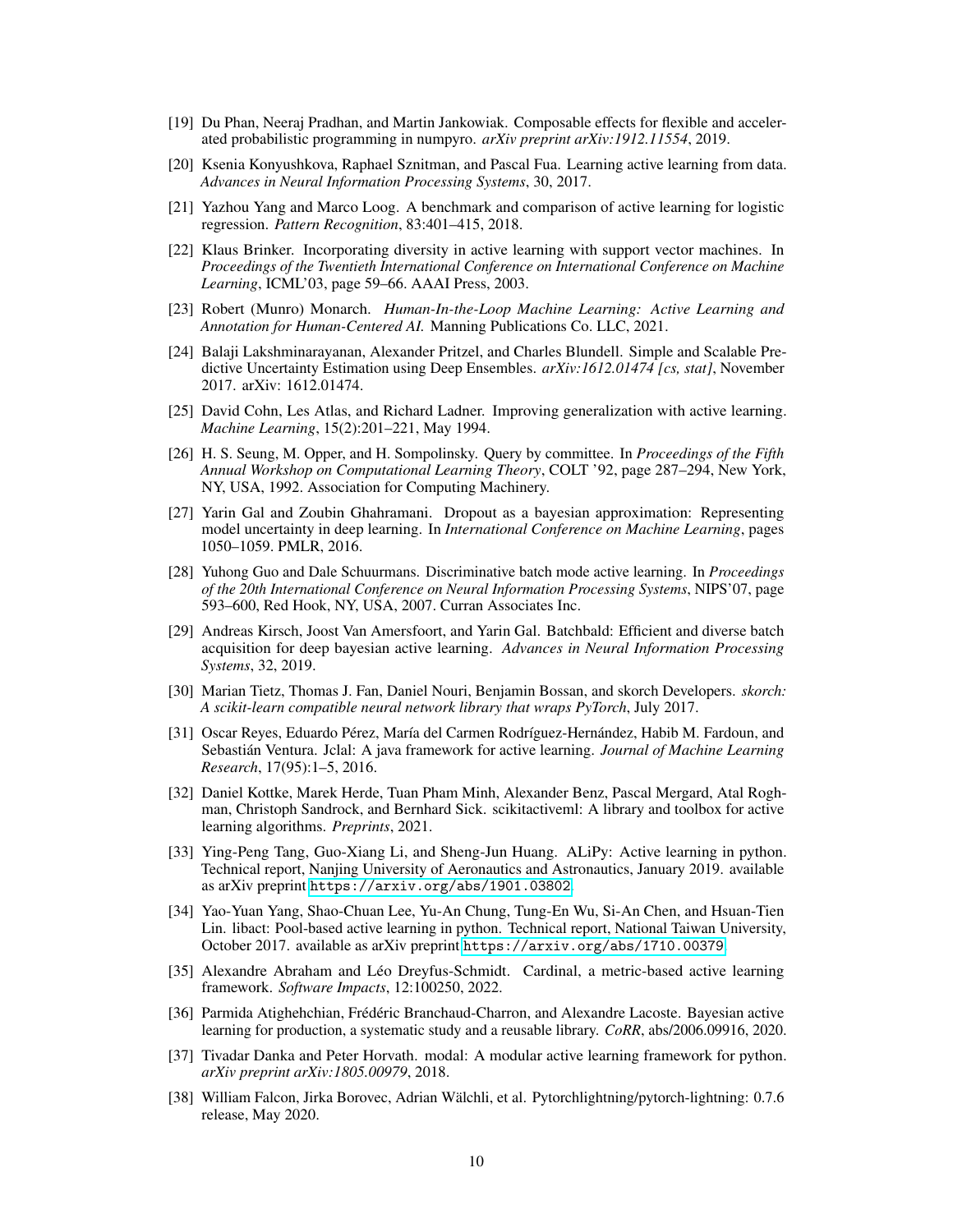[19] Du Phan, Neeraj Pradhan, and Martin Jankowiak. Composable effects for flexible and accelerated probabilistic programming in numpyro. *arXiv preprint arXiv:1912.11554*, 2019.

[20] Ksenia Konyushkova, Raphael Sznitman, and Pascal Fua. Learning active learning from data. *Advances in Neural Information Processing Systems*, 30, 2017.

[21] Yazhou Yang and Marco Loog. A benchmark and comparison of active learning for logistic regression. *Pattern Recognition*, 83:401–415, 2018.

[22] Klaus Brinker. Incorporating diversity in active learning with support vector machines. In *Proceedings of the Twentieth International Conference on International Conference on Machine Learning*, ICML'03, page 59–66. AAAI Press, 2003.

[23] Robert (Munro) Monarch. *Human-In-the-Loop Machine Learning: Active Learning and Annotation for Human-Centered AI*. Manning Publications Co. LLC, 2021.

[24] Balaji Lakshminarayanan, Alexander Pritzel, and Charles Blundell. Simple and Scalable Predictive Uncertainty Estimation using Deep Ensembles. *arXiv:1612.01474 [cs, stat]*, November 2017. arXiv: 1612.01474.

[25] David Cohn, Les Atlas, and Richard Ladner. Improving generalization with active learning. *Machine Learning*, 15(2):201–221, May 1994.

[26] H. S. Seung, M. Opper, and H. Sompolinsky. Query by committee. In *Proceedings of the Fifth Annual Workshop on Computational Learning Theory*, COLT '92, page 287–294, New York, NY, USA, 1992. Association for Computing Machinery.

[27] Yarin Gal and Zoubin Ghahramani. Dropout as a bayesian approximation: Representing model uncertainty in deep learning. In *International Conference on Machine Learning*, pages 1050–1059. PMLR, 2016.

[28] Yuhong Guo and Dale Schuurmans. Discriminative batch mode active learning. In *Proceedings of the 20th International Conference on Neural Information Processing Systems*, NIPS'07, page 593–600, Red Hook, NY, USA, 2007. Curran Associates Inc.

[29] Andreas Kirsch, Joost Van Amersfoort, and Yarin Gal. Batchbald: Efficient and diverse batch acquisition for deep bayesian active learning. *Advances in Neural Information Processing Systems*, 32, 2019.

[30] Marian Tietz, Thomas J. Fan, Daniel Nouri, Benjamin Bossan, and skorch Developers. *skorch: A scikit-learn compatible neural network library that wraps PyTorch*, July 2017.

[31] Oscar Reyes, Eduardo Pérez, María del Carmen Rodríguez-Hernández, Habib M. Fardoun, and Sebastián Ventura. Jclal: A java framework for active learning. *Journal of Machine Learning Research*, 17(95):1–5, 2016.

[32] Daniel Kottke, Marek Herde, Tuan Pham Minh, Alexander Benz, Pascal Mergard, Atal Roghman, Christoph Sandrock, and Bernhard Sick. scikitactiveml: A library and toolbox for active learning algorithms. *Preprints*, 2021.

[33] Ying-Peng Tang, Guo-Xiang Li, and Sheng-Jun Huang. ALiPy: Active learning in python. Technical report, Nanjing University of Aeronautics and Astronautics, January 2019. available as arXiv preprint `https://arxiv.org/abs/1901.03802`.

[34] Yao-Yuan Yang, Shao-Chuan Lee, Yu-An Chung, Tung-En Wu, Si-An Chen, and Hsuan-Tien Lin. libact: Pool-based active learning in python. Technical report, National Taiwan University, October 2017. available as arXiv preprint `https://arxiv.org/abs/1710.00379`.

[35] Alexandre Abraham and Léo Dreyfus-Schmidt. Cardinal, a metric-based active learning framework. *Software Impacts*, 12:100250, 2022.

[36] Parmida Atighehchian, Frédéric Branchaud-Charron, and Alexandre Lacoste. Bayesian active learning for production, a systematic study and a reusable library. *CoRR*, abs/2006.09916, 2020.

[37] Tivadar Danka and Peter Horvath. modal: A modular active learning framework for python. *arXiv preprint arXiv:1805.00979*, 2018.

[38] William Falcon, Jirka Borovec, Adrian Wälchli, et al. Pytorchlightning/pytorch-lightning: 0.7.6 release, May 2020.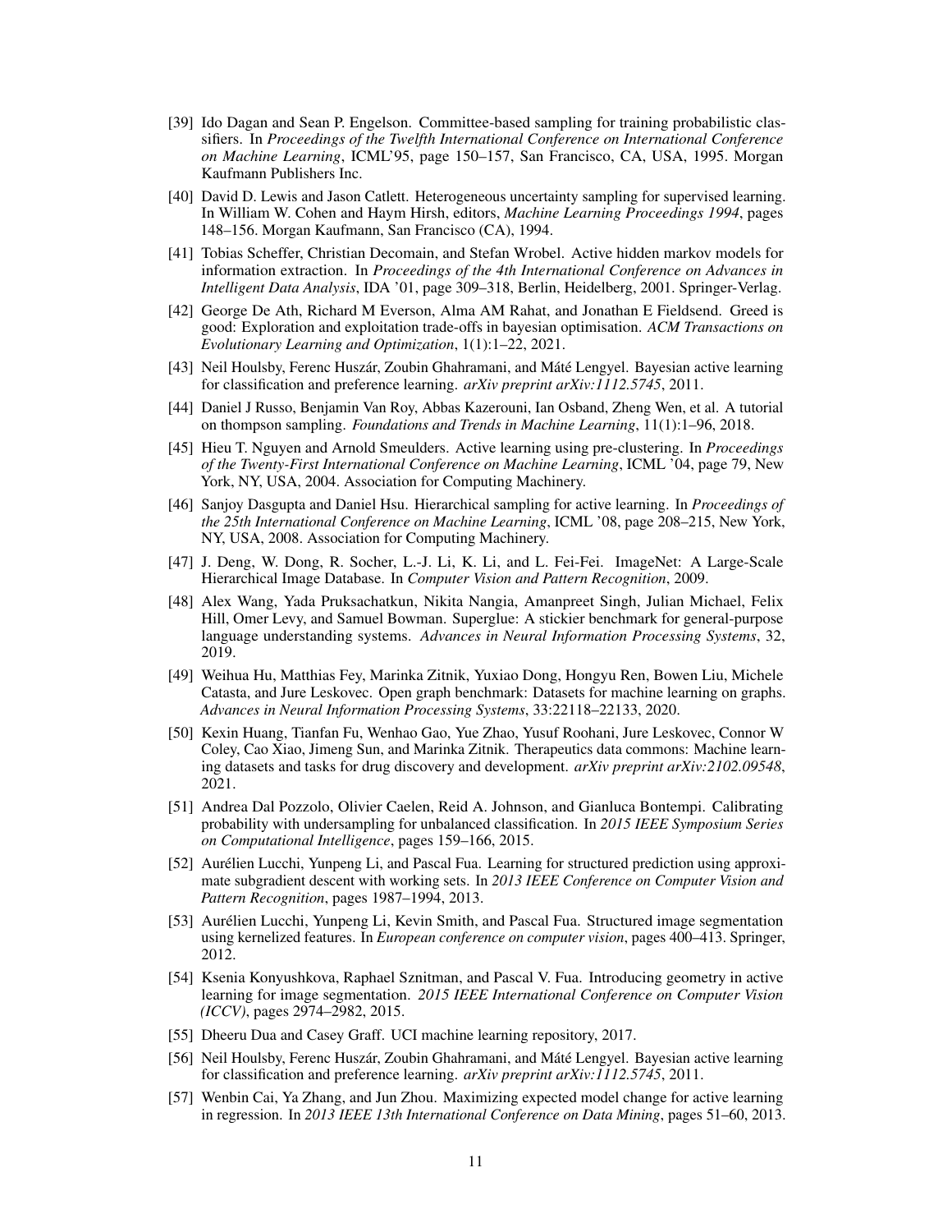[39] Ido Dagan and Sean P. Engelson. Committee-based sampling for training probabilistic classifiers. In *Proceedings of the Twelfth International Conference on International Conference on Machine Learning*, ICML'95, page 150–157, San Francisco, CA, USA, 1995. Morgan Kaufmann Publishers Inc.

[40] David D. Lewis and Jason Catlett. Heterogeneous uncertainty sampling for supervised learning. In William W. Cohen and Haym Hirsh, editors, *Machine Learning Proceedings 1994*, pages 148–156. Morgan Kaufmann, San Francisco (CA), 1994.

[41] Tobias Scheffer, Christian Decomain, and Stefan Wrobel. Active hidden markov models for information extraction. In *Proceedings of the 4th International Conference on Advances in Intelligent Data Analysis*, IDA '01, page 309–318, Berlin, Heidelberg, 2001. Springer-Verlag.

[42] George De Ath, Richard M Everson, Alma AM Rahat, and Jonathan E Fieldsend. Greed is good: Exploration and exploitation trade-offs in bayesian optimisation. *ACM Transactions on Evolutionary Learning and Optimization*, 1(1):1–22, 2021.

[43] Neil Houlsby, Ferenc Huszár, Zoubin Ghahramani, and Máté Lengyel. Bayesian active learning for classification and preference learning. *arXiv preprint arXiv:1112.5745*, 2011.

[44] Daniel J Russo, Benjamin Van Roy, Abbas Kazerouni, Ian Osband, Zheng Wen, et al. A tutorial on thompson sampling. *Foundations and Trends in Machine Learning*, 11(1):1–96, 2018.

[45] Hieu T. Nguyen and Arnold Smeulders. Active learning using pre-clustering. In *Proceedings of the Twenty-First International Conference on Machine Learning*, ICML '04, page 79, New York, NY, USA, 2004. Association for Computing Machinery.

[46] Sanjoy Dasgupta and Daniel Hsu. Hierarchical sampling for active learning. In *Proceedings of the 25th International Conference on Machine Learning*, ICML '08, page 208–215, New York, NY, USA, 2008. Association for Computing Machinery.

[47] J. Deng, W. Dong, R. Socher, L.-J. Li, K. Li, and L. Fei-Fei. ImageNet: A Large-Scale Hierarchical Image Database. In *Computer Vision and Pattern Recognition*, 2009.

[48] Alex Wang, Yada Pruksachatkun, Nikita Nangia, Amanpreet Singh, Julian Michael, Felix Hill, Omer Levy, and Samuel Bowman. Superglue: A stickier benchmark for general-purpose language understanding systems. *Advances in Neural Information Processing Systems*, 32, 2019.

[49] Weihua Hu, Matthias Fey, Marinka Zitnik, Yuxiao Dong, Hongyu Ren, Bowen Liu, Michele Catasta, and Jure Leskovec. Open graph benchmark: Datasets for machine learning on graphs. *Advances in Neural Information Processing Systems*, 33:22118–22133, 2020.

[50] Kexin Huang, Tianfan Fu, Wenhao Gao, Yue Zhao, Yusuf Roohani, Jure Leskovec, Connor W Coley, Cao Xiao, Jimeng Sun, and Marinka Zitnik. Therapeutics data commons: Machine learning datasets and tasks for drug discovery and development. *arXiv preprint arXiv:2102.09548*, 2021.

[51] Andrea Dal Pozzolo, Olivier Caelen, Reid A. Johnson, and Gianluca Bontempi. Calibrating probability with undersampling for unbalanced classification. In *2015 IEEE Symposium Series on Computational Intelligence*, pages 159–166, 2015.

[52] Aurélien Lucchi, Yunpeng Li, and Pascal Fua. Learning for structured prediction using approximate subgradient descent with working sets. In *2013 IEEE Conference on Computer Vision and Pattern Recognition*, pages 1987–1994, 2013.

[53] Aurélien Lucchi, Yunpeng Li, Kevin Smith, and Pascal Fua. Structured image segmentation using kernelized features. In *European conference on computer vision*, pages 400–413. Springer, 2012.

[54] Ksenia Konyushkova, Raphael Sznitman, and Pascal V. Fua. Introducing geometry in active learning for image segmentation. *2015 IEEE International Conference on Computer Vision (ICCV)*, pages 2974–2982, 2015.

[55] Dheeru Dua and Casey Graff. UCI machine learning repository, 2017.

[56] Neil Houlsby, Ferenc Huszár, Zoubin Ghahramani, and Máté Lengyel. Bayesian active learning for classification and preference learning. *arXiv preprint arXiv:1112.5745*, 2011.

[57] Wenbin Cai, Ya Zhang, and Jun Zhou. Maximizing expected model change for active learning in regression. In *2013 IEEE 13th International Conference on Data Mining*, pages 51–60, 2013.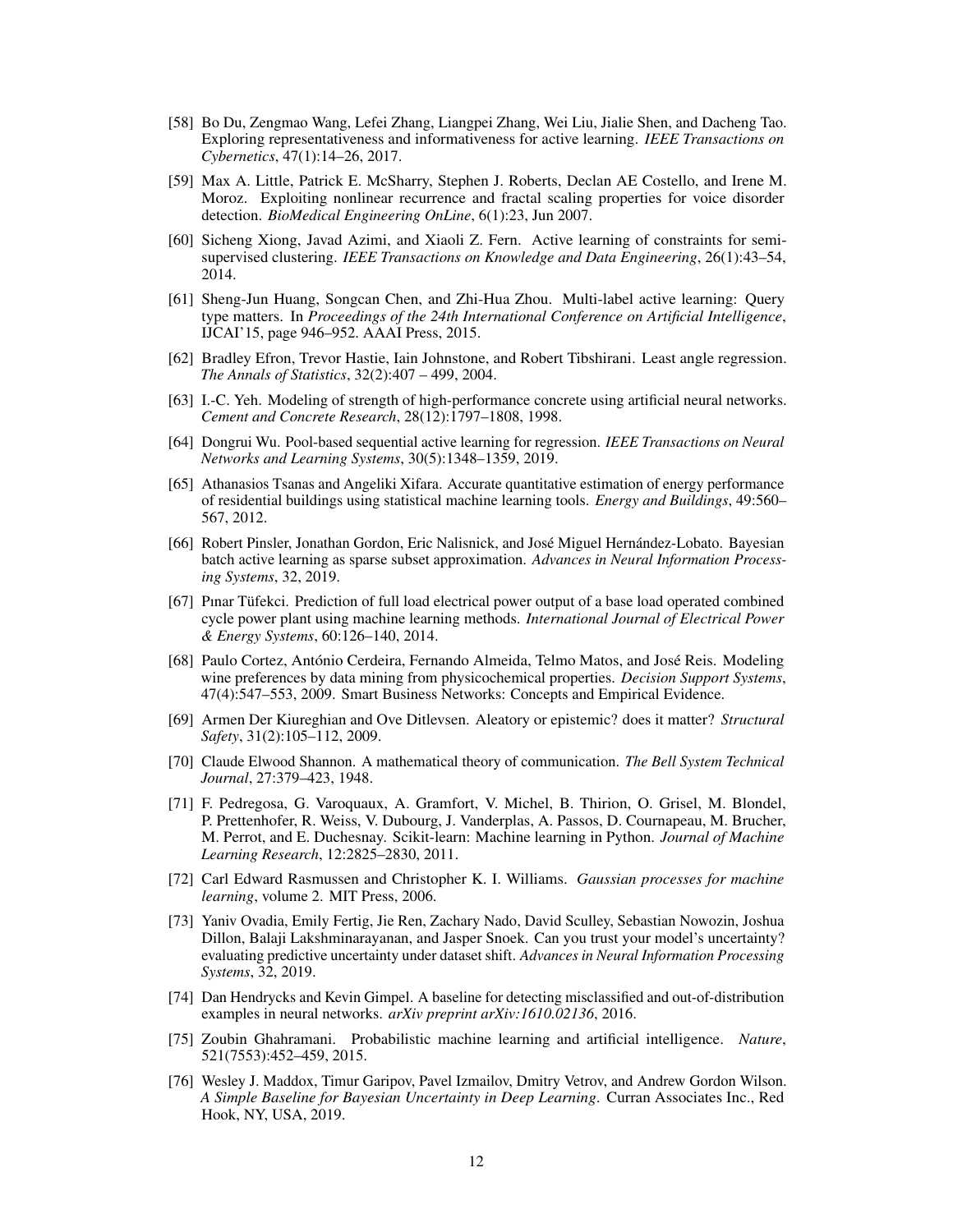[58] Bo Du, Zengmao Wang, Lefei Zhang, Liangpei Zhang, Wei Liu, Jialie Shen, and Dacheng Tao. Exploring representativeness and informativeness for active learning. *IEEE Transactions on Cybernetics*, 47(1):14–26, 2017.

[59] Max A. Little, Patrick E. McSharry, Stephen J. Roberts, Declan AE Costello, and Irene M. Moroz. Exploiting nonlinear recurrence and fractal scaling properties for voice disorder detection. *BioMedical Engineering OnLine*, 6(1):23, Jun 2007.

[60] Sicheng Xiong, Javad Azimi, and Xiaoli Z. Fern. Active learning of constraints for semi-supervised clustering. *IEEE Transactions on Knowledge and Data Engineering*, 26(1):43–54, 2014.

[61] Sheng-Jun Huang, Songcan Chen, and Zhi-Hua Zhou. Multi-label active learning: Query type matters. In *Proceedings of the 24th International Conference on Artificial Intelligence*, IJCAI'15, page 946–952. AAAI Press, 2015.

[62] Bradley Efron, Trevor Hastie, Iain Johnstone, and Robert Tibshirani. Least angle regression. *The Annals of Statistics*, 32(2):407 – 499, 2004.

[63] I.-C. Yeh. Modeling of strength of high-performance concrete using artificial neural networks. *Cement and Concrete Research*, 28(12):1797–1808, 1998.

[64] Dongrui Wu. Pool-based sequential active learning for regression. *IEEE Transactions on Neural Networks and Learning Systems*, 30(5):1348–1359, 2019.

[65] Athanasios Tsanas and Angeliki Xifara. Accurate quantitative estimation of energy performance of residential buildings using statistical machine learning tools. *Energy and Buildings*, 49:560–567, 2012.

[66] Robert Pinsler, Jonathan Gordon, Eric Nalisnick, and José Miguel Hernández-Lobato. Bayesian batch active learning as sparse subset approximation. *Advances in Neural Information Processing Systems*, 32, 2019.

[67] Pınar Tüfekci. Prediction of full load electrical power output of a base load operated combined cycle power plant using machine learning methods. *International Journal of Electrical Power & Energy Systems*, 60:126–140, 2014.

[68] Paulo Cortez, António Cerdeira, Fernando Almeida, Telmo Matos, and José Reis. Modeling wine preferences by data mining from physicochemical properties. *Decision Support Systems*, 47(4):547–553, 2009. Smart Business Networks: Concepts and Empirical Evidence.

[69] Armen Der Kiureghian and Ove Ditlevsen. Aleatory or epistemic? does it matter? *Structural Safety*, 31(2):105–112, 2009.

[70] Claude Elwood Shannon. A mathematical theory of communication. *The Bell System Technical Journal*, 27:379–423, 1948.

[71] F. Pedregosa, G. Varoquaux, A. Gramfort, V. Michel, B. Thirion, O. Grisel, M. Blondel, P. Prettenhofer, R. Weiss, V. Dubourg, J. Vanderplas, A. Passos, D. Cournapeau, M. Brucher, M. Perrot, and E. Duchesnay. Scikit-learn: Machine learning in Python. *Journal of Machine Learning Research*, 12:2825–2830, 2011.

[72] Carl Edward Rasmussen and Christopher K. I. Williams. *Gaussian processes for machine learning*, volume 2. MIT Press, 2006.

[73] Yaniv Ovadia, Emily Fertig, Jie Ren, Zachary Nado, David Sculley, Sebastian Nowozin, Joshua Dillon, Balaji Lakshminarayanan, and Jasper Snoek. Can you trust your model's uncertainty? evaluating predictive uncertainty under dataset shift. *Advances in Neural Information Processing Systems*, 32, 2019.

[74] Dan Hendrycks and Kevin Gimpel. A baseline for detecting misclassified and out-of-distribution examples in neural networks. *arXiv preprint arXiv:1610.02136*, 2016.

[75] Zoubin Ghahramani. Probabilistic machine learning and artificial intelligence. *Nature*, 521(7553):452–459, 2015.

[76] Wesley J. Maddox, Timur Garipov, Pavel Izmailov, Dmitry Vetrov, and Andrew Gordon Wilson. *A Simple Baseline for Bayesian Uncertainty in Deep Learning*. Curran Associates Inc., Red Hook, NY, USA, 2019.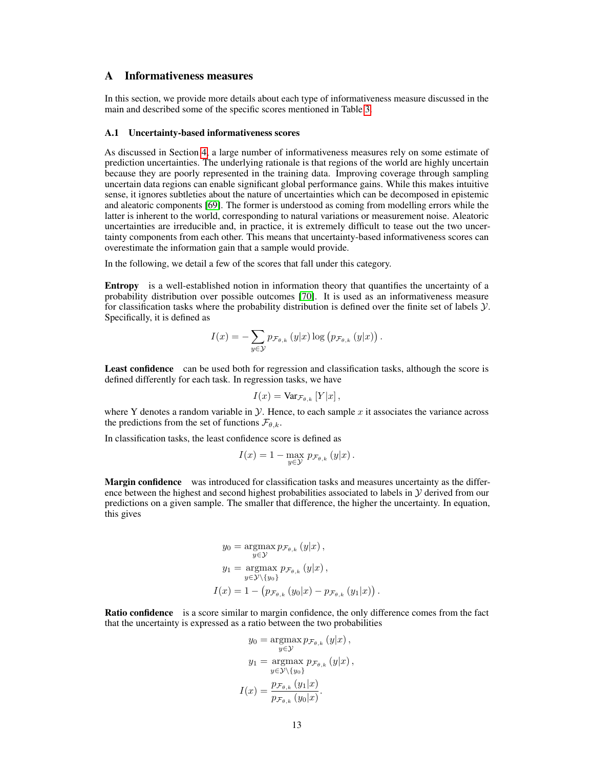# A Informativeness measures

In this section, we provide more details about each type of informativeness measure discussed in the main and described some of the specific scores mentioned in Table 3.

## A.1 Uncertainty-based informativeness scores

As discussed in Section 4, a large number of informativeness measures rely on some estimate of prediction uncertainties. The underlying rationale is that regions of the world are highly uncertain because they are poorly represented in the training data. Improving coverage through sampling uncertain data regions can enable significant global performance gains. While this makes intuitive sense, it ignores subtleties about the nature of uncertainties which can be decomposed in epistemic and aleatoric components [69]. The former is understood as coming from modelling errors while the latter is inherent to the world, corresponding to natural variations or measurement noise. Aleatoric uncertainties are irreducible and, in practice, it is extremely difficult to tease out the two uncertainty components from each other. This means that uncertainty-based informativeness scores can overestimate the information gain that a sample would provide.

In the following, we detail a few of the scores that fall under this category.

**Entropy** is a well-established notion in information theory that quantifies the uncertainty of a probability distribution over possible outcomes [70]. It is used as an informativeness measure for classification tasks where the probability distribution is defined over the finite set of labels $\mathcal{Y}$. Specifically, it is defined as

$$I(x) = -\sum_{y \in \mathcal{Y}} p_{\mathcal{F}_{\theta,k}}(y|x) \log\left(p_{\mathcal{F}_{\theta,k}}(y|x)\right).$$

**Least confidence** can be used both for regression and classification tasks, although the score is defined differently for each task. In regression tasks, we have

$$I(x) = \mathrm{Var}_{\mathcal{F}_{\theta,k}}[Y|x],$$

where Y denotes a random variable in $\mathcal{Y}$. Hence, to each sample $x$ it associates the variance across the predictions from the set of functions $\mathcal{F}_{\theta,k}$.

In classification tasks, the least confidence score is defined as

$$I(x) = 1 - \max_{y \in \mathcal{Y}} p_{\mathcal{F}_{\theta,k}}(y|x).$$

**Margin confidence** was introduced for classification tasks and measures uncertainty as the difference between the highest and second highest probabilities associated to labels in $\mathcal{Y}$ derived from our predictions on a given sample. The smaller that difference, the higher the uncertainty. In equation, this gives

$$\begin{aligned}
y_0 &= \operatorname*{argmax}_{y \in \mathcal{Y}} p_{\mathcal{F}_{\theta,k}}(y|x), \\
y_1 &= \operatorname*{argmax}_{y \in \mathcal{Y} \setminus \{y_0\}} p_{\mathcal{F}_{\theta,k}}(y|x), \\
I(x) &= 1 - \left(p_{\mathcal{F}_{\theta,k}}(y_0|x) - p_{\mathcal{F}_{\theta,k}}(y_1|x)\right).
\end{aligned}$$

**Ratio confidence** is a score similar to margin confidence, the only difference comes from the fact that the uncertainty is expressed as a ratio between the two probabilities

$$\begin{aligned}
y_0 &= \operatorname*{argmax}_{y \in \mathcal{Y}} p_{\mathcal{F}_{\theta,k}}(y|x), \\
y_1 &= \operatorname*{argmax}_{y \in \mathcal{Y} \setminus \{y_0\}} p_{\mathcal{F}_{\theta,k}}(y|x), \\
I(x) &= \frac{p_{\mathcal{F}_{\theta,k}}(y_1|x)}{p_{\mathcal{F}_{\theta,k}}(y_0|x)}.
\end{aligned}$$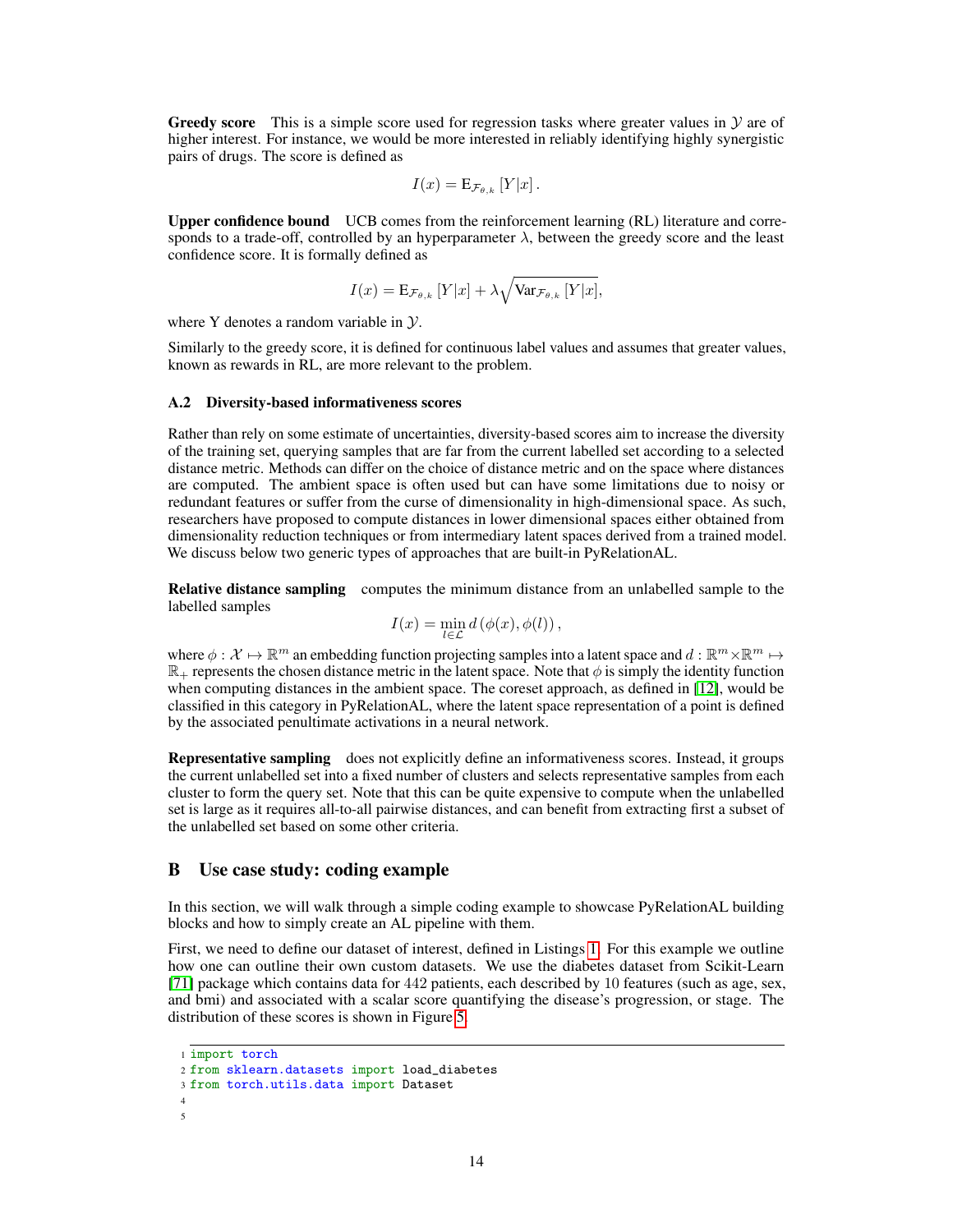**Greedy score** This is a simple score used for regression tasks where greater values in $\mathcal{Y}$ are of higher interest. For instance, we would be more interested in reliably identifying highly synergistic pairs of drugs. The score is defined as

$$I(x) = \mathrm{E}_{\mathcal{F}_{\theta,k}}\left[Y|x\right].$$

**Upper confidence bound** UCB comes from the reinforcement learning (RL) literature and corresponds to a trade-off, controlled by an hyperparameter $\lambda$, between the greedy score and the least confidence score. It is formally defined as

$$I(x) = \mathrm{E}_{\mathcal{F}_{\theta,k}}\left[Y|x\right] + \lambda\sqrt{\mathrm{Var}_{\mathcal{F}_{\theta,k}}\left[Y|x\right]},$$

where Y denotes a random variable in $\mathcal{Y}$.

Similarly to the greedy score, it is defined for continuous label values and assumes that greater values, known as rewards in RL, are more relevant to the problem.

### A.2 Diversity-based informativeness scores

Rather than rely on some estimate of uncertainties, diversity-based scores aim to increase the diversity of the training set, querying samples that are far from the current labelled set according to a selected distance metric. Methods can differ on the choice of distance metric and on the space where distances are computed. The ambient space is often used but can have some limitations due to noisy or redundant features or suffer from the curse of dimensionality in high-dimensional space. As such, researchers have proposed to compute distances in lower dimensional spaces either obtained from dimensionality reduction techniques or from intermediary latent spaces derived from a trained model. We discuss below two generic types of approaches that are built-in PyRelationAL.

**Relative distance sampling** computes the minimum distance from an unlabelled sample to the labelled samples

$$I(x) = \min_{l \in \mathcal{L}} d\left(\phi(x), \phi(l)\right),$$

where $\phi : \mathcal{X} \mapsto \mathbb{R}^m$ an embedding function projecting samples into a latent space and $d : \mathbb{R}^m \times \mathbb{R}^m \mapsto \mathbb{R}_+$ represents the chosen distance metric in the latent space. Note that $\phi$ is simply the identity function when computing distances in the ambient space. The coreset approach, as defined in [12], would be classified in this category in PyRelationAL, where the latent space representation of a point is defined by the associated penultimate activations in a neural network.

**Representative sampling** does not explicitly define an informativeness scores. Instead, it groups the current unlabelled set into a fixed number of clusters and selects representative samples from each cluster to form the query set. Note that this can be quite expensive to compute when the unlabelled set is large as it requires all-to-all pairwise distances, and can benefit from extracting first a subset of the unlabelled set based on some other criteria.

## B Use case study: coding example

In this section, we will walk through a simple coding example to showcase PyRelationAL building blocks and how to simply create an AL pipeline with them.

First, we need to define our dataset of interest, defined in Listings 1. For this example we outline how one can outline their own custom datasets. We use the diabetes dataset from Scikit-Learn [71] package which contains data for 442 patients, each described by 10 features (such as age, sex, and bmi) and associated with a scalar score quantifying the disease's progression, or stage. The distribution of these scores is shown in Figure 5.

```
import torch
from sklearn.datasets import load_diabetes
from torch.utils.data import Dataset


```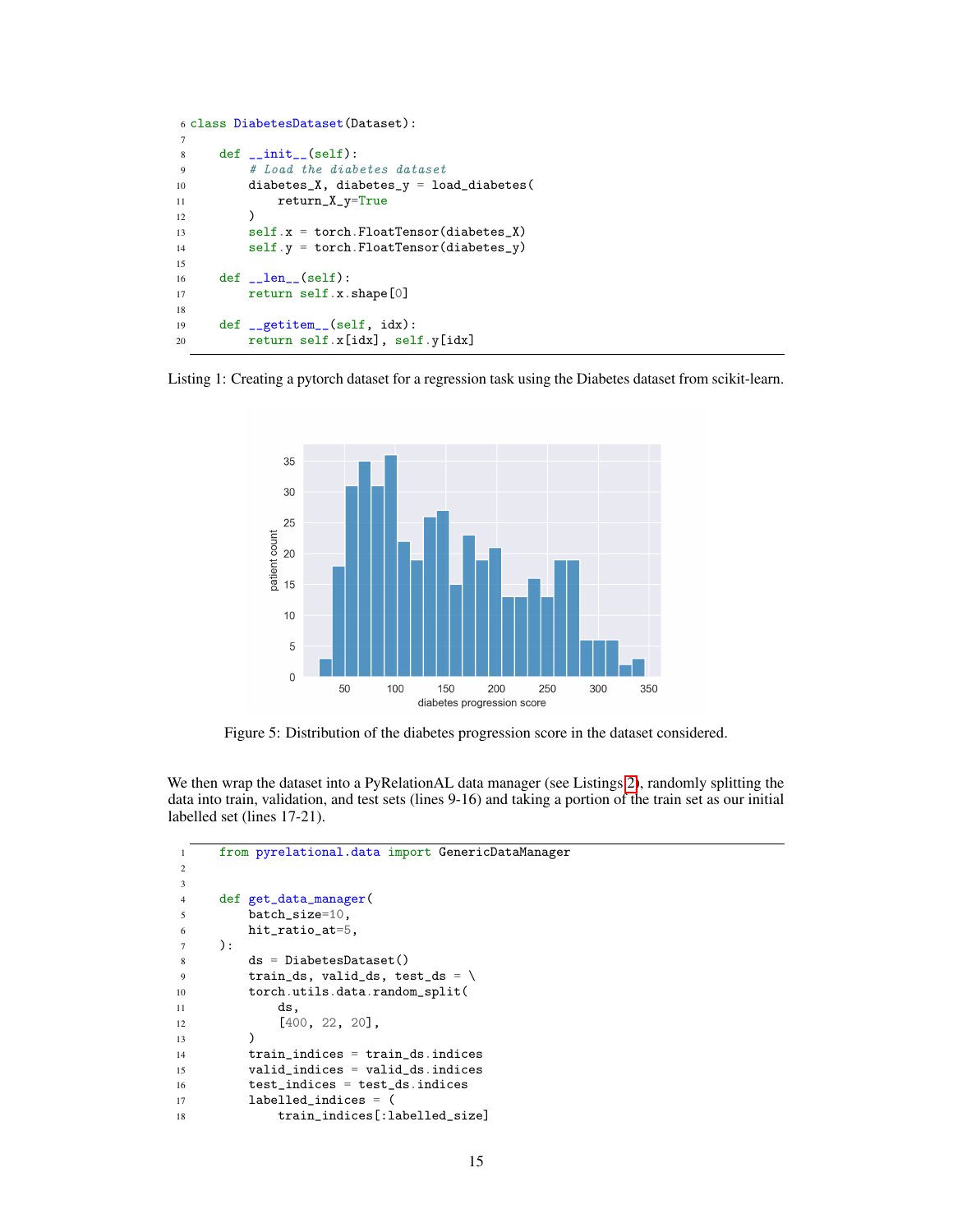```
class DiabetesDataset(Dataset):

    def __init__(self):
        # Load the diabetes dataset
        diabetes_X, diabetes_y = load_diabetes(
            return_X_y=True
        )
        self.x = torch.FloatTensor(diabetes_X)
        self.y = torch.FloatTensor(diabetes_y)

    def __len__(self):
        return self.x.shape[0]

    def __getitem__(self, idx):
        return self.x[idx], self.y[idx]
```

Listing 1: Creating a pytorch dataset for a regression task using the Diabetes dataset from scikit-learn.

Figure 5: Distribution of the diabetes progression score in the dataset considered.

We then wrap the dataset into a PyRelationAL data manager (see Listings 2), randomly splitting the data into train, validation, and test sets (lines 9-16) and taking a portion of the train set as our initial labelled set (lines 17-21).

```
    from pyrelational.data import GenericDataManager


    def get_data_manager(
        batch_size=10,
        hit_ratio_at=5,
    ):
        ds = DiabetesDataset()
        train_ds, valid_ds, test_ds = \
        torch.utils.data.random_split(
            ds,
            [400, 22, 20],
        )
        train_indices = train_ds.indices
        valid_indices = valid_ds.indices
        test_indices = test_ds.indices
        labelled_indices = (
            train_indices[:labelled_size]
```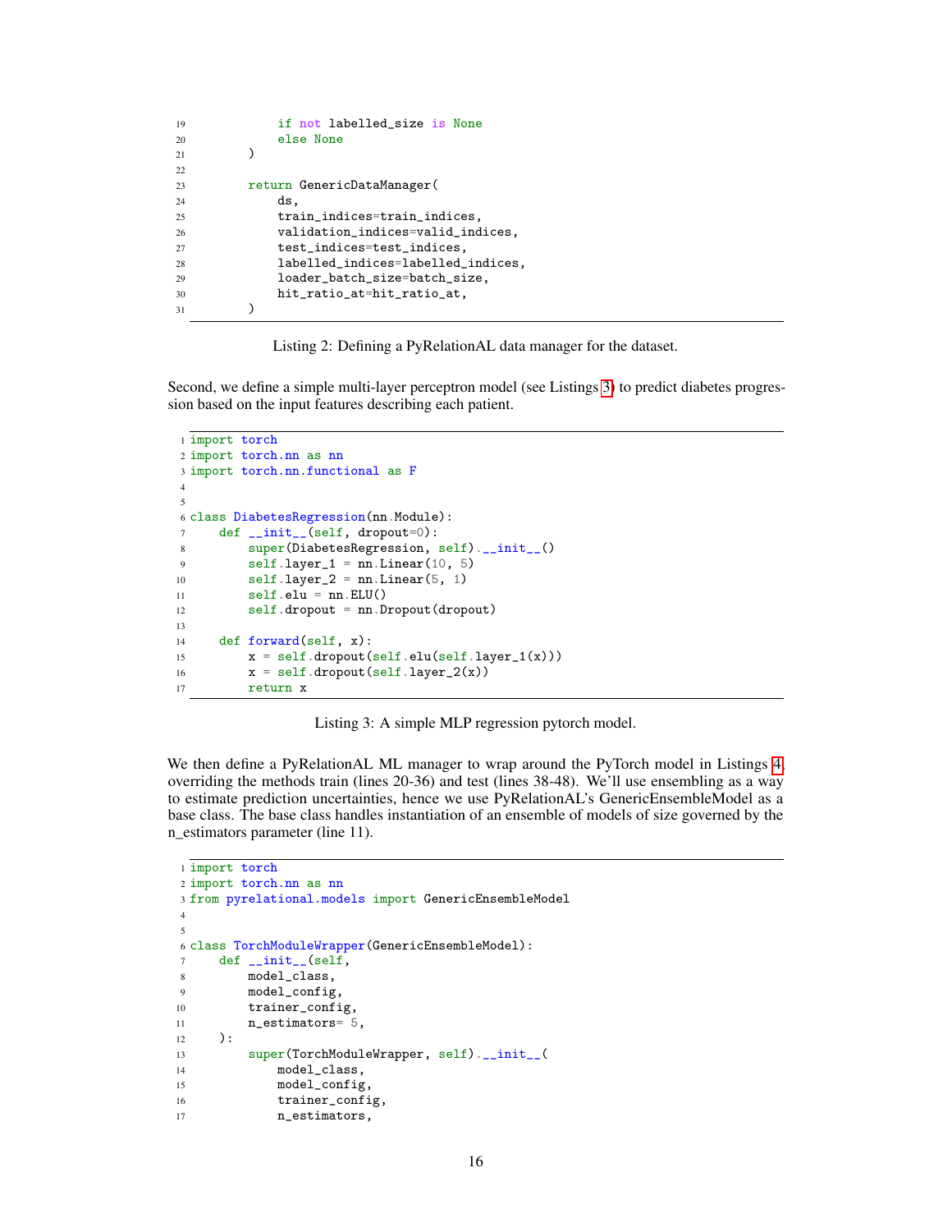```
            if not labelled_size is None
            else None
        )

        return GenericDataManager(
            ds,
            train_indices=train_indices,
            validation_indices=valid_indices,
            test_indices=test_indices,
            labelled_indices=labelled_indices,
            loader_batch_size=batch_size,
            hit_ratio_at=hit_ratio_at,
        )
```

Listing 2: Defining a PyRelationAL data manager for the dataset.

Second, we define a simple multi-layer perceptron model (see Listings 3) to predict diabetes progression based on the input features describing each patient.

```
import torch
import torch.nn as nn
import torch.nn.functional as F


class DiabetesRegression(nn.Module):
    def __init__(self, dropout=0):
        super(DiabetesRegression, self).__init__()
        self.layer_1 = nn.Linear(10, 5)
        self.layer_2 = nn.Linear(5, 1)
        self.elu = nn.ELU()
        self.dropout = nn.Dropout(dropout)

    def forward(self, x):
        x = self.dropout(self.elu(self.layer_1(x)))
        x = self.dropout(self.layer_2(x))
        return x
```

Listing 3: A simple MLP regression pytorch model.

We then define a PyRelationAL ML manager to wrap around the PyTorch model in Listings 4, overriding the methods train (lines 20-36) and test (lines 38-48). We'll use ensembling as a way to estimate prediction uncertainties, hence we use PyRelationAL's GenericEnsembleModel as a base class. The base class handles instantiation of an ensemble of models of size governed by the n_estimators parameter (line 11).

```
import torch
import torch.nn as nn
from pyrelational.models import GenericEnsembleModel


class TorchModuleWrapper(GenericEnsembleModel):
    def __init__(self,
        model_class,
        model_config,
        trainer_config,
        n_estimators= 5,
    ):
        super(TorchModuleWrapper, self).__init__(
            model_class,
            model_config,
            trainer_config,
            n_estimators,
```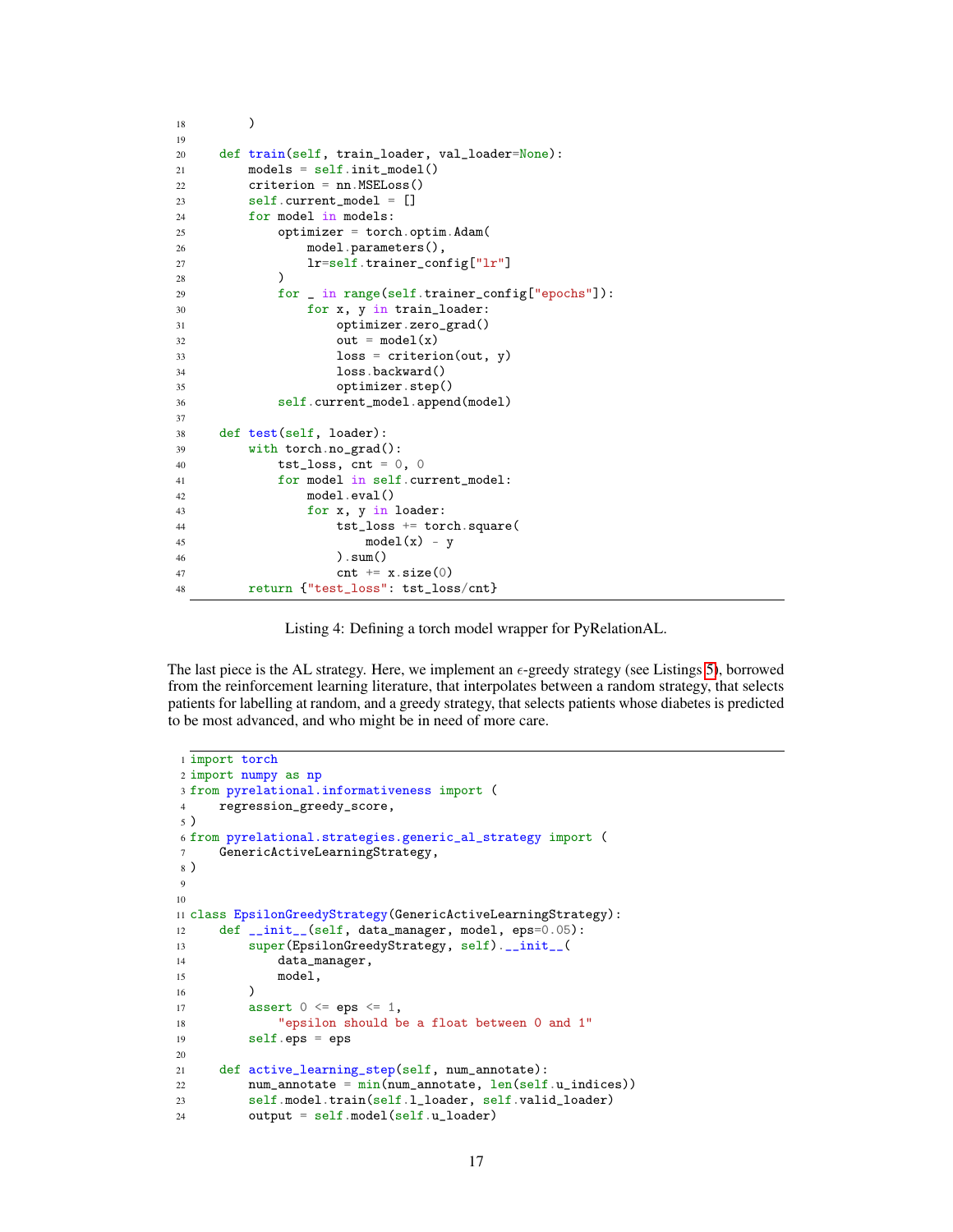```
18        )
19
20    def train(self, train_loader, val_loader=None):
21        models = self.init_model()
22        criterion = nn.MSELoss()
23        self.current_model = []
24        for model in models:
25            optimizer = torch.optim.Adam(
26                model.parameters(),
27                lr=self.trainer_config["lr"]
28            )
29            for _ in range(self.trainer_config["epochs"]):
30                for x, y in train_loader:
31                    optimizer.zero_grad()
32                    out = model(x)
33                    loss = criterion(out, y)
34                    loss.backward()
35                    optimizer.step()
36            self.current_model.append(model)
37
38    def test(self, loader):
39        with torch.no_grad():
40            tst_loss, cnt = 0, 0
41            for model in self.current_model:
42                model.eval()
43                for x, y in loader:
44                    tst_loss += torch.square(
45                        model(x) - y
46                    ).sum()
47                    cnt += x.size(0)
48        return {"test_loss": tst_loss/cnt}
```

Listing 4: Defining a torch model wrapper for PyRelationAL.

The last piece is the AL strategy. Here, we implement an $\epsilon$-greedy strategy (see Listings 5), borrowed from the reinforcement learning literature, that interpolates between a random strategy, that selects patients for labelling at random, and a greedy strategy, that selects patients whose diabetes is predicted to be most advanced, and who might be in need of more care.

```
1 import torch
2 import numpy as np
3 from pyrelational.informativeness import (
4     regression_greedy_score,
5 )
6 from pyrelational.strategies.generic_al_strategy import (
7     GenericActiveLearningStrategy,
8 )
9
10
11 class EpsilonGreedyStrategy(GenericActiveLearningStrategy):
12     def __init__(self, data_manager, model, eps=0.05):
13         super(EpsilonGreedyStrategy, self).__init__(
14             data_manager,
15             model,
16         )
17         assert 0 <= eps <= 1,
18             "epsilon should be a float between 0 and 1"
19         self.eps = eps
20
21     def active_learning_step(self, num_annotate):
22         num_annotate = min(num_annotate, len(self.u_indices))
23         self.model.train(self.l_loader, self.valid_loader)
24         output = self.model(self.u_loader)
```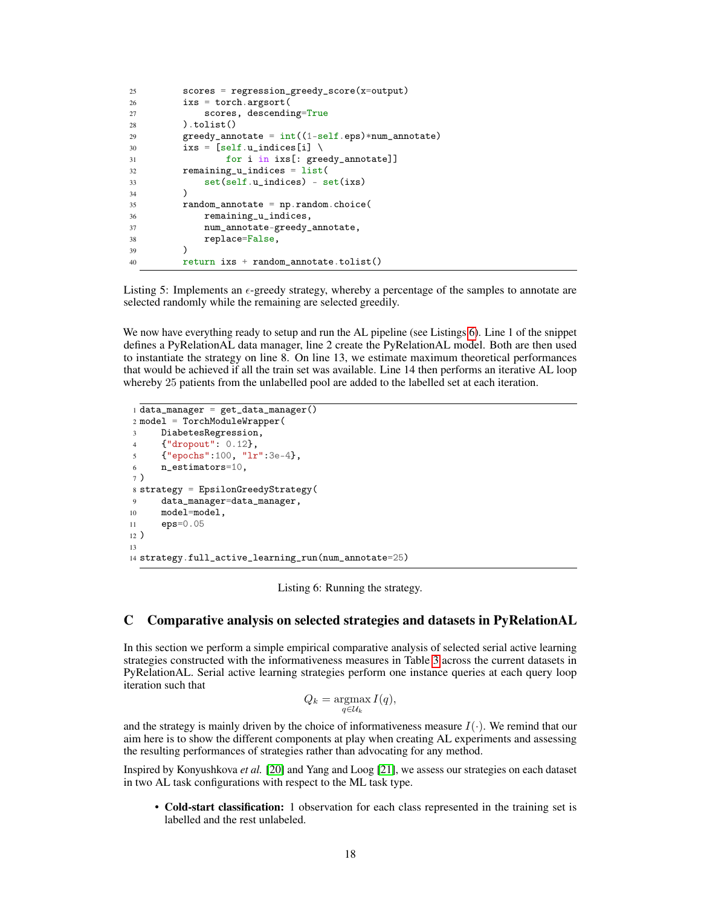```
        scores = regression_greedy_score(x=output)
        ixs = torch.argsort(
            scores, descending=True
        ).tolist()
        greedy_annotate = int((1-self.eps)*num_annotate)
        ixs = [self.u_indices[i] \
                for i in ixs[: greedy_annotate]]
        remaining_u_indices = list(
            set(self.u_indices) - set(ixs)
        )
        random_annotate = np.random.choice(
            remaining_u_indices,
            num_annotate-greedy_annotate,
            replace=False,
        )
        return ixs + random_annotate.tolist()
```

Listing 5: Implements an $\epsilon$-greedy strategy, whereby a percentage of the samples to annotate are selected randomly while the remaining are selected greedily.

We now have everything ready to setup and run the AL pipeline (see Listings 6). Line 1 of the snippet defines a PyRelationAL data manager, line 2 create the PyRelationAL model. Both are then used to instantiate the strategy on line 8. On line 13, we estimate maximum theoretical performances that would be achieved if all the train set was available. Line 14 then performs an iterative AL loop whereby 25 patients from the unlabelled pool are added to the labelled set at each iteration.

```
data_manager = get_data_manager()
model = TorchModuleWrapper(
    DiabetesRegression,
    {"dropout": 0.12},
    {"epochs":100, "lr":3e-4},
    n_estimators=10,
)
strategy = EpsilonGreedyStrategy(
    data_manager=data_manager,
    model=model,
    eps=0.05
)

strategy.full_active_learning_run(num_annotate=25)
```

Listing 6: Running the strategy.

## C Comparative analysis on selected strategies and datasets in PyRelationAL

In this section we perform a simple empirical comparative analysis of selected serial active learning strategies constructed with the informativeness measures in Table 3 across the current datasets in PyRelationAL. Serial active learning strategies perform one instance queries at each query loop iteration such that

$$Q_k = \underset{q \in \mathcal{U}_k}{\operatorname{argmax}}\, I(q),$$

and the strategy is mainly driven by the choice of informativeness measure $I(\cdot)$. We remind that our aim here is to show the different components at play when creating AL experiments and assessing the resulting performances of strategies rather than advocating for any method.

Inspired by Konyushkova *et al.* [20] and Yang and Loog [21], we assess our strategies on each dataset in two AL task configurations with respect to the ML task type.

- **Cold-start classification:** 1 observation for each class represented in the training set is labelled and the rest unlabeled.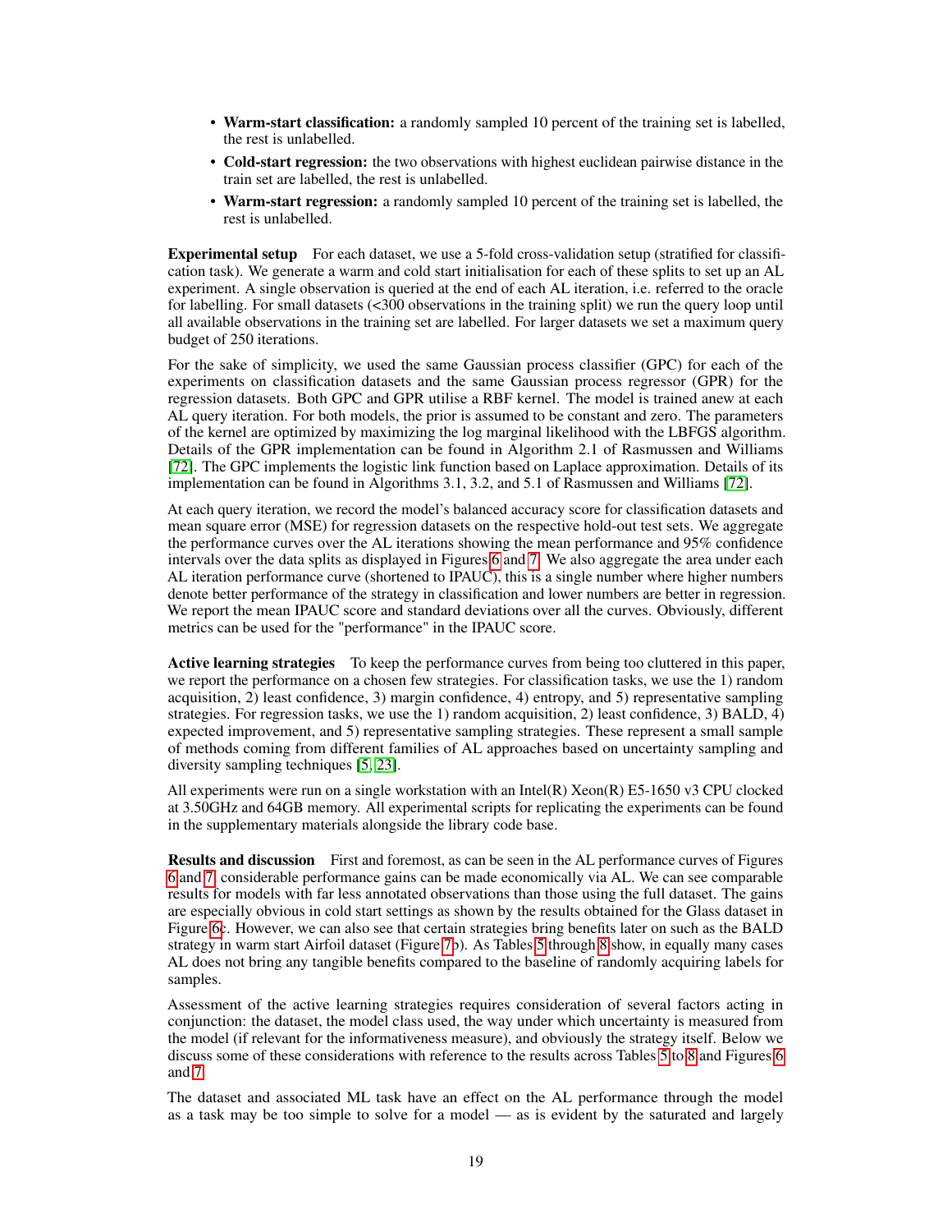- **Warm-start classification:** a randomly sampled 10 percent of the training set is labelled, the rest is unlabelled.
- **Cold-start regression:** the two observations with highest euclidean pairwise distance in the train set are labelled, the rest is unlabelled.
- **Warm-start regression:** a randomly sampled 10 percent of the training set is labelled, the rest is unlabelled.

**Experimental setup** For each dataset, we use a 5-fold cross-validation setup (stratified for classification task). We generate a warm and cold start initialisation for each of these splits to set up an AL experiment. A single observation is queried at the end of each AL iteration, i.e. referred to the oracle for labelling. For small datasets (<300 observations in the training split) we run the query loop until all available observations in the training set are labelled. For larger datasets we set a maximum query budget of 250 iterations.

For the sake of simplicity, we used the same Gaussian process classifier (GPC) for each of the experiments on classification datasets and the same Gaussian process regressor (GPR) for the regression datasets. Both GPC and GPR utilise a RBF kernel. The model is trained anew at each AL query iteration. For both models, the prior is assumed to be constant and zero. The parameters of the kernel are optimized by maximizing the log marginal likelihood with the LBFGS algorithm. Details of the GPR implementation can be found in Algorithm 2.1 of Rasmussen and Williams [72]. The GPC implements the logistic link function based on Laplace approximation. Details of its implementation can be found in Algorithms 3.1, 3.2, and 5.1 of Rasmussen and Williams [72].

At each query iteration, we record the model's balanced accuracy score for classification datasets and mean square error (MSE) for regression datasets on the respective hold-out test sets. We aggregate the performance curves over the AL iterations showing the mean performance and 95% confidence intervals over the data splits as displayed in Figures 6 and 7. We also aggregate the area under each AL iteration performance curve (shortened to IPAUC), this is a single number where higher numbers denote better performance of the strategy in classification and lower numbers are better in regression. We report the mean IPAUC score and standard deviations over all the curves. Obviously, different metrics can be used for the "performance" in the IPAUC score.

**Active learning strategies** To keep the performance curves from being too cluttered in this paper, we report the performance on a chosen few strategies. For classification tasks, we use the 1) random acquisition, 2) least confidence, 3) margin confidence, 4) entropy, and 5) representative sampling strategies. For regression tasks, we use the 1) random acquisition, 2) least confidence, 3) BALD, 4) expected improvement, and 5) representative sampling strategies. These represent a small sample of methods coming from different families of AL approaches based on uncertainty sampling and diversity sampling techniques [5, 23].

All experiments were run on a single workstation with an Intel(R) Xeon(R) E5-1650 v3 CPU clocked at 3.50GHz and 64GB memory. All experimental scripts for replicating the experiments can be found in the supplementary materials alongside the library code base.

**Results and discussion** First and foremost, as can be seen in the AL performance curves of Figures 6 and 7, considerable performance gains can be made economically via AL. We can see comparable results for models with far less annotated observations than those using the full dataset. The gains are especially obvious in cold start settings as shown by the results obtained for the Glass dataset in Figure 6c. However, we can also see that certain strategies bring benefits later on such as the BALD strategy in warm start Airfoil dataset (Figure 7b). As Tables 5 through 8 show, in equally many cases AL does not bring any tangible benefits compared to the baseline of randomly acquiring labels for samples.

Assessment of the active learning strategies requires consideration of several factors acting in conjunction: the dataset, the model class used, the way under which uncertainty is measured from the model (if relevant for the informativeness measure), and obviously the strategy itself. Below we discuss some of these considerations with reference to the results across Tables 5 to 8 and Figures 6 and 7.

The dataset and associated ML task have an effect on the AL performance through the model as a task may be too simple to solve for a model — as is evident by the saturated and largely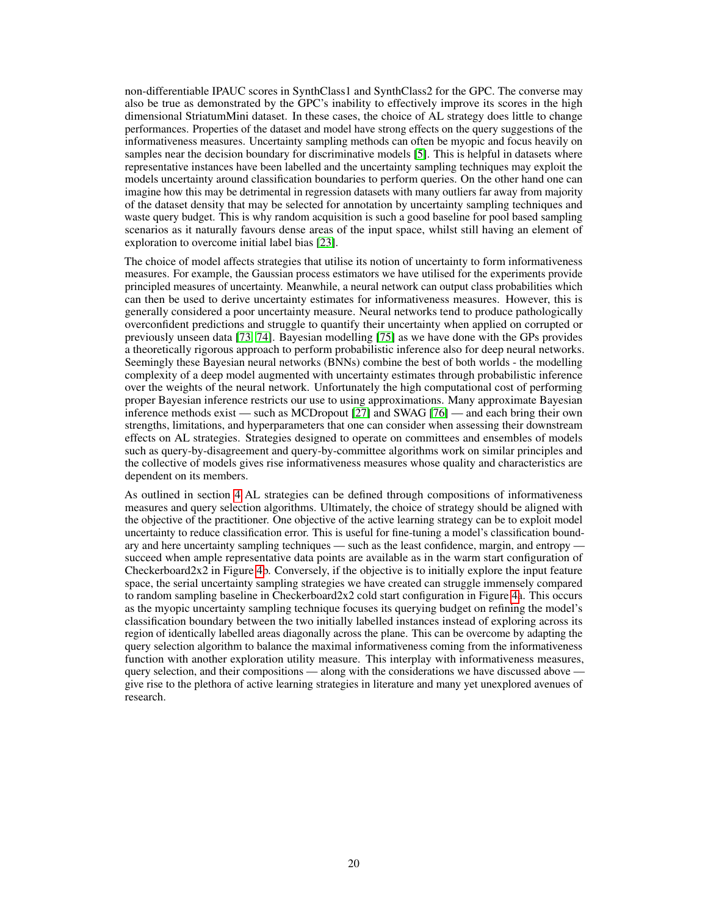non-differentiable IPAUC scores in SynthClass1 and SynthClass2 for the GPC. The converse may also be true as demonstrated by the GPC's inability to effectively improve its scores in the high dimensional StriatumMini dataset. In these cases, the choice of AL strategy does little to change performances. Properties of the dataset and model have strong effects on the query suggestions of the informativeness measures. Uncertainty sampling methods can often be myopic and focus heavily on samples near the decision boundary for discriminative models [5]. This is helpful in datasets where representative instances have been labelled and the uncertainty sampling techniques may exploit the models uncertainty around classification boundaries to perform queries. On the other hand one can imagine how this may be detrimental in regression datasets with many outliers far away from majority of the dataset density that may be selected for annotation by uncertainty sampling techniques and waste query budget. This is why random acquisition is such a good baseline for pool based sampling scenarios as it naturally favours dense areas of the input space, whilst still having an element of exploration to overcome initial label bias [23].

The choice of model affects strategies that utilise its notion of uncertainty to form informativeness measures. For example, the Gaussian process estimators we have utilised for the experiments provide principled measures of uncertainty. Meanwhile, a neural network can output class probabilities which can then be used to derive uncertainty estimates for informativeness measures. However, this is generally considered a poor uncertainty measure. Neural networks tend to produce pathologically overconfident predictions and struggle to quantify their uncertainty when applied on corrupted or previously unseen data [73, 74]. Bayesian modelling [75] as we have done with the GPs provides a theoretically rigorous approach to perform probabilistic inference also for deep neural networks. Seemingly these Bayesian neural networks (BNNs) combine the best of both worlds - the modelling complexity of a deep model augmented with uncertainty estimates through probabilistic inference over the weights of the neural network. Unfortunately the high computational cost of performing proper Bayesian inference restricts our use to using approximations. Many approximate Bayesian inference methods exist — such as MCDropout [27] and SWAG [76] — and each bring their own strengths, limitations, and hyperparameters that one can consider when assessing their downstream effects on AL strategies. Strategies designed to operate on committees and ensembles of models such as query-by-disagreement and query-by-committee algorithms work on similar principles and the collective of models gives rise informativeness measures whose quality and characteristics are dependent on its members.

As outlined in section 4 AL strategies can be defined through compositions of informativeness measures and query selection algorithms. Ultimately, the choice of strategy should be aligned with the objective of the practitioner. One objective of the active learning strategy can be to exploit model uncertainty to reduce classification error. This is useful for fine-tuning a model's classification boundary and here uncertainty sampling techniques — such as the least confidence, margin, and entropy — succeed when ample representative data points are available as in the warm start configuration of Checkerboard2x2 in Figure 4b. Conversely, if the objective is to initially explore the input feature space, the serial uncertainty sampling strategies we have created can struggle immensely compared to random sampling baseline in Checkerboard2x2 cold start configuration in Figure 4a. This occurs as the myopic uncertainty sampling technique focuses its querying budget on refining the model's classification boundary between the two initially labelled instances instead of exploring across its region of identically labelled areas diagonally across the plane. This can be overcome by adapting the query selection algorithm to balance the maximal informativeness coming from the informativeness function with another exploration utility measure. This interplay with informativeness measures, query selection, and their compositions — along with the considerations we have discussed above — give rise to the plethora of active learning strategies in literature and many yet unexplored avenues of research.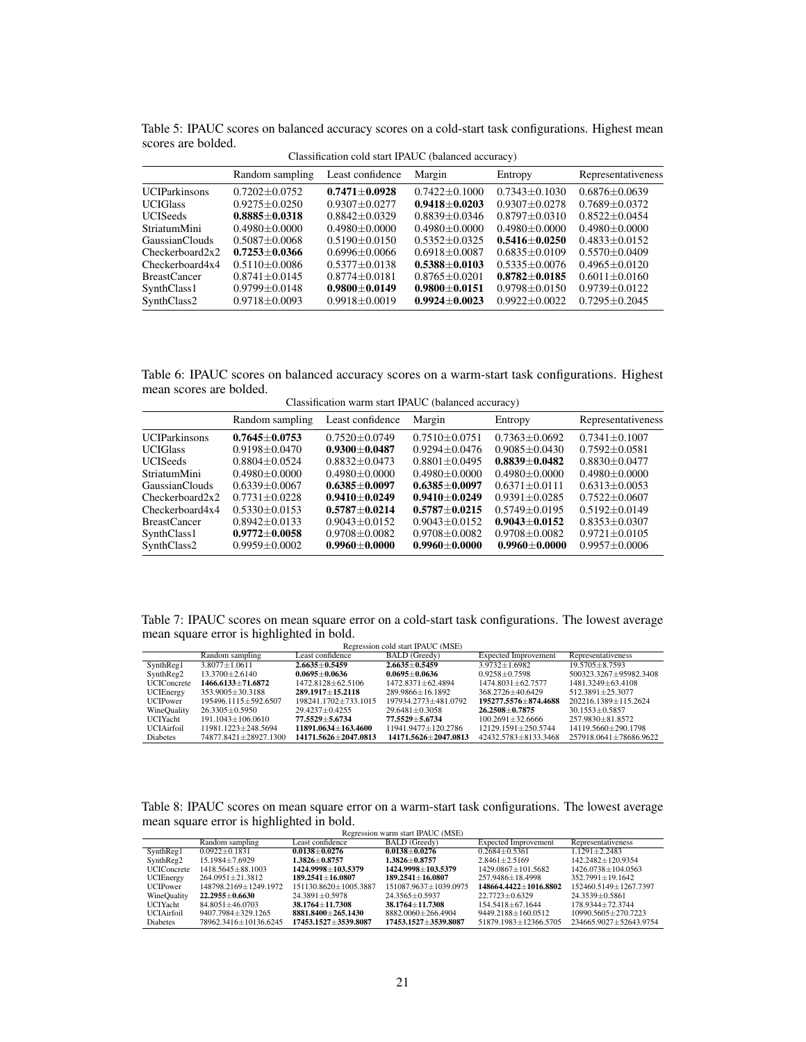Table 5: IPAUC scores on balanced accuracy scores on a cold-start task configurations. Highest mean scores are bolded.

| Classification cold start IPAUC (balanced accuracy) | | | | | |
|---|---|---|---|---|---|
| | Random sampling | Least confidence | Margin | Entropy | Representativeness |
| UCIParkinsons | 0.7202±0.0752 | **0.7471±0.0928** | 0.7422±0.1000 | 0.7343±0.1030 | 0.6876±0.0639 |
| UCIGlass | 0.9275±0.0250 | 0.9307±0.0277 | **0.9418±0.0203** | 0.9307±0.0278 | 0.7689±0.0372 |
| UCISeeds | **0.8885±0.0318** | 0.8842±0.0329 | 0.8839±0.0346 | 0.8797±0.0310 | 0.8522±0.0454 |
| StriatumMini | 0.4980±0.0000 | 0.4980±0.0000 | 0.4980±0.0000 | 0.4980±0.0000 | 0.4980±0.0000 |
| GaussianClouds | 0.5087±0.0068 | 0.5190±0.0150 | 0.5352±0.0325 | **0.5416±0.0250** | 0.4833±0.0152 |
| Checkerboard2x2 | **0.7253±0.0366** | 0.6996±0.0066 | 0.6918±0.0087 | 0.6835±0.0109 | 0.5570±0.0409 |
| Checkerboard4x4 | 0.5110±0.0086 | 0.5377±0.0138 | **0.5388±0.0103** | 0.5335±0.0076 | 0.4965±0.0120 |
| BreastCancer | 0.8741±0.0145 | 0.8774±0.0181 | 0.8765±0.0201 | **0.8782±0.0185** | 0.6011±0.0160 |
| SynthClass1 | 0.9799±0.0148 | **0.9800±0.0149** | **0.9800±0.0151** | 0.9798±0.0150 | 0.9739±0.0122 |
| SynthClass2 | 0.9718±0.0093 | 0.9918±0.0019 | **0.9924±0.0023** | 0.9922±0.0022 | 0.7295±0.2045 |

Table 6: IPAUC scores on balanced accuracy scores on a warm-start task configurations. Highest mean scores are bolded.

| Classification warm start IPAUC (balanced accuracy) | | | | | |
|---|---|---|---|---|---|
| | Random sampling | Least confidence | Margin | Entropy | Representativeness |
| UCIParkinsons | **0.7645±0.0753** | 0.7520±0.0749 | 0.7510±0.0751 | 0.7363±0.0692 | 0.7341±0.1007 |
| UCIGlass | 0.9198±0.0470 | **0.9300±0.0487** | 0.9294±0.0476 | 0.9085±0.0430 | 0.7592±0.0581 |
| UCISeeds | 0.8804±0.0524 | 0.8832±0.0473 | 0.8801±0.0495 | **0.8839±0.0482** | 0.8830±0.0477 |
| StriatumMini | 0.4980±0.0000 | 0.4980±0.0000 | 0.4980±0.0000 | 0.4980±0.0000 | 0.4980±0.0000 |
| GaussianClouds | 0.6339±0.0067 | **0.6385±0.0097** | **0.6385±0.0097** | 0.6371±0.0111 | 0.6313±0.0053 |
| Checkerboard2x2 | 0.7731±0.0228 | **0.9410±0.0249** | **0.9410±0.0249** | 0.9391±0.0285 | 0.7522±0.0607 |
| Checkerboard4x4 | 0.5330±0.0153 | **0.5787±0.0214** | **0.5787±0.0215** | 0.5749±0.0195 | 0.5192±0.0149 |
| BreastCancer | 0.8942±0.0133 | 0.9043±0.0152 | 0.9043±0.0152 | **0.9043±0.0152** | 0.8353±0.0307 |
| SynthClass1 | **0.9772±0.0058** | 0.9708±0.0082 | 0.9708±0.0082 | 0.9708±0.0082 | 0.9721±0.0105 |
| SynthClass2 | 0.9959±0.0002 | **0.9960±0.0000** | **0.9960±0.0000** | **0.9960±0.0000** | 0.9957±0.0006 |

Table 7: IPAUC scores on mean square error on a cold-start task configurations. The lowest average mean square error is highlighted in bold.

| Regression cold start IPAUC (MSE) | | | | | |
|---|---|---|---|---|---|
| | Random sampling | Least confidence | BALD (Greedy) | Expected Improvement | Representativeness |
| SynthReg1 | 3.8077±1.0611 | **2.6635±0.5459** | **2.6635±0.5459** | 3.9732±1.6982 | 19.5705±8.7593 |
| SynthReg2 | 13.3700±2.6140 | **0.0695±0.0636** | **0.0695±0.0636** | 0.9258±0.7598 | 500323.3267±95982.3408 |
| UCIConcrete | **1466.6133±71.6872** | 1472.8128±62.5106 | 1472.8371±62.4894 | 1474.8031±62.7577 | 1481.3249±63.4108 |
| UCIEnergy | 353.9005±30.3188 | **289.1917±15.2118** | 289.9866±16.1892 | 368.2726±40.6429 | 512.3891±25.3077 |
| UCIPower | 195496.1115±592.6507 | 198241.1702±733.1015 | 197934.2773±481.0792 | **195277.5576±874.4688** | 202216.1389±115.2624 |
| WineQuality | 26.3305±0.5950 | 29.4237±0.4255 | 29.6481±0.3058 | **26.2508±0.7875** | 30.1553±0.5857 |
| UCIYacht | 191.1043±106.0610 | **77.5529±5.6734** | **77.5529±5.6734** | 100.2691±32.6666 | 257.9830±81.8572 |
| UCIAirfoil | 11981.1223±248.5694 | **11891.0634±163.4600** | 11941.9477±120.2786 | 12129.1591±250.5744 | 14119.5660±290.1798 |
| Diabetes | 74877.8421±28927.1300 | **14171.5626±2047.0813** | **14171.5626±2047.0813** | 42432.5783±8133.3468 | 257918.0641±78686.9622 |

Table 8: IPAUC scores on mean square error on a warm-start task configurations. The lowest average mean square error is highlighted in bold.

| Regression warm start IPAUC (MSE) | | | | | |
|---|---|---|---|---|---|
| | Random sampling | Least confidence | BALD (Greedy) | Expected Improvement | Representativeness |
| SynthReg1 | 0.0922±0.1831 | **0.0138±0.0276** | **0.0138±0.0276** | 0.2684±0.5361 | 1.1291±2.2483 |
| SynthReg2 | 15.1984±7.6929 | **1.3826±0.8757** | **1.3826±0.8757** | 2.8461±2.5169 | 142.2482±120.9354 |
| UCIConcrete | 1418.5645±88.1003 | **1424.9998±103.5379** | **1424.9998±103.5379** | 1429.0867±101.5682 | 1426.0738±104.0563 |
| UCIEnergy | 264.0951±21.3812 | **189.2541±16.0807** | **189.2541±16.0807** | 257.9486±18.4998 | 352.7991±19.1642 |
| UCIPower | 148798.2169±1249.1972 | 151130.8620±1005.3887 | 151087.9637±1039.0975 | **148664.4422±1016.8802** | 152460.5149±1267.7397 |
| WineQuality | **22.2955±0.6630** | 24.3891±0.5978 | 24.3565±0.5937 | 22.7723±0.6329 | 24.3539±0.5861 |
| UCIYacht | 84.8051±46.0703 | **38.1764±11.7308** | **38.1764±11.7308** | 154.5418±67.1644 | 178.9344±72.3744 |
| UCIAirfoil | 9407.7984±329.1265 | **8881.8400±265.1430** | 8882.0060±266.4904 | 9449.2188±160.0512 | 10990.5605±270.7223 |
| Diabetes | 78962.3416±10136.6245 | **17453.1527±3539.8087** | **17453.1527±3539.8087** | 51879.1983±12366.5705 | 234665.9027±52643.9754 |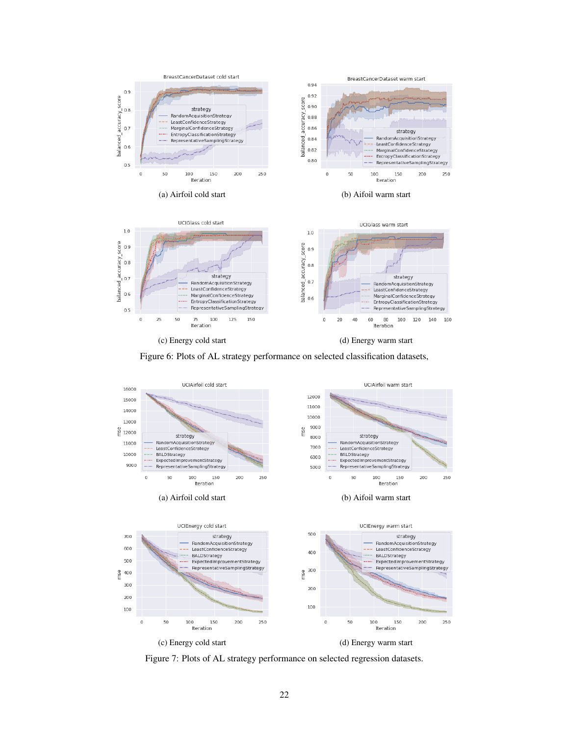BreastCancerDataset cold start

balanced_accuracy_score

0.9
0.8
0.7
0.6
0.5

0 50 100 150 200 250

Iteration

strategy
RandomAcquisitionStrategy
LeastConfidenceStrategy
MarginalConfidenceStrategy
EntropyClassificationStrategy
RepresentativeSamplingStrategy

(a) Airfoil cold start

BreastCancerDataset warm start

balanced_accuracy_score

0.94
0.92
0.90
0.88
0.86
0.84
0.82
0.80

0 50 100 150 200 250

Iteration

strategy
RandomAcquisitionStrategy
LeastConfidenceStrategy
MarginalConfidenceStrategy
EntropyClassificationStrategy
RepresentativeSamplingStrategy

(b) Aifoil warm start

UCIGlass cold start

balanced_accuracy_score

1.0
0.9
0.8
0.7
0.6
0.5

0 25 50 75 100 125 150

Iteration

strategy
RandomAcquisitionStrategy
LeastConfidenceStrategy
MarginalConfidenceStrategy
EntropyClassificationStrategy
RepresentativeSamplingStrategy

(c) Energy cold start

UCIGlass warm start

balanced_accuracy_score

1.0
0.9
0.8
0.7
0.6

0 20 40 60 80 100 120 140 160

Iteration

strategy
RandomAcquisitionStrategy
LeastConfidenceStrategy
MarginalConfidenceStrategy
EntropyClassificationStrategy
RepresentativeSamplingStrategy

(d) Energy warm start

Figure 6: Plots of AL strategy performance on selected classification datasets,

UCIAirfoil cold start

mse

16000
15000
14000
13000
12000
11000
10000
9000

0 50 100 150 200 250

Iteration

strategy
RandomAcquisitionStrategy
LeastConfidenceStrategy
BALDStrategy
ExpectedImprovementStrategy
RepresentativeSamplingStrategy

(a) Airfoil cold start

UCIAirfoil warm start

mse

12000
11000
10000
9000
8000
7000
6000
5000

0 50 100 150 200 250

Iteration

strategy
RandomAcquisitionStrategy
LeastConfidenceStrategy
BALDStrategy
ExpectedImprovementStrategy
RepresentativeSamplingStrategy

(b) Aifoil warm start

UCIEnergy cold start

mse

700
600
500
400
300
200
100

0 50 100 150 200 250

Iteration

strategy
RandomAcquisitionStrategy
LeastConfidenceStrategy
BALDStrategy
ExpectedImprovementStrategy
RepresentativeSamplingStrategy

(c) Energy cold start

UCIEnergy warm start

mse

500
400
300
200
100

0 50 100 150 200 250

Iteration

strategy
RandomAcquisitionStrategy
LeastConfidenceStrategy
BALDStrategy
ExpectedImprovementStrategy
RepresentativeSamplingStrategy

(d) Energy warm start

Figure 7: Plots of AL strategy performance on selected regression datasets.